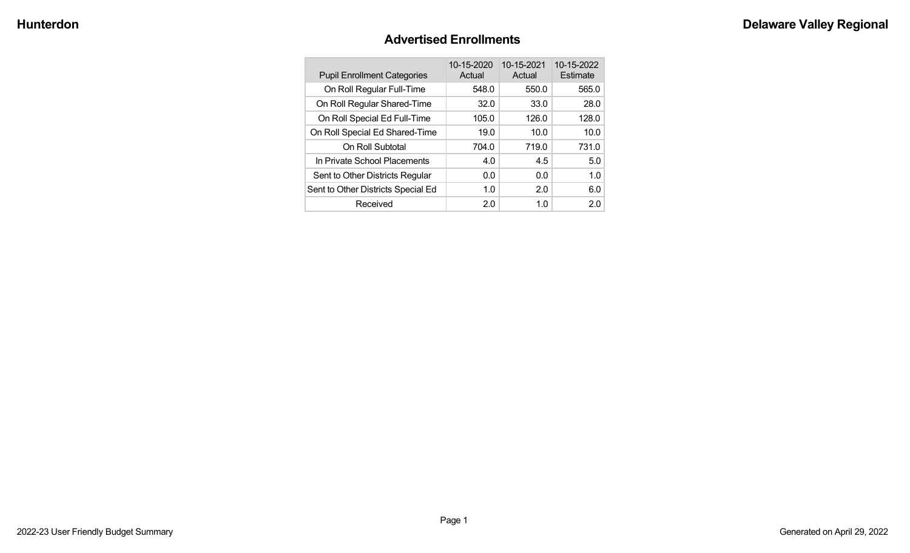# Advertised Enrollments

| Pupil Enrollment Categories | 10-15-2020 Actual | 10-15-2021 Actual | 10-15-2022 Estimate |
|---|---|---|---|
| On Roll Regular Full-Time | 548.0 | 550.0 | 565.0 |
| On Roll Regular Shared-Time | 32.0 | 33.0 | 28.0 |
| On Roll Special Ed Full-Time | 105.0 | 126.0 | 128.0 |
| On Roll Special Ed Shared-Time | 19.0 | 10.0 | 10.0 |
| On Roll Subtotal | 704.0 | 719.0 | 731.0 |
| In Private School Placements | 4.0 | 4.5 | 5.0 |
| Sent to Other Districts Regular | 0.0 | 0.0 | 1.0 |
| Sent to Other Districts Special Ed | 1.0 | 2.0 | 6.0 |
| Received | 2.0 | 1.0 | 2.0 |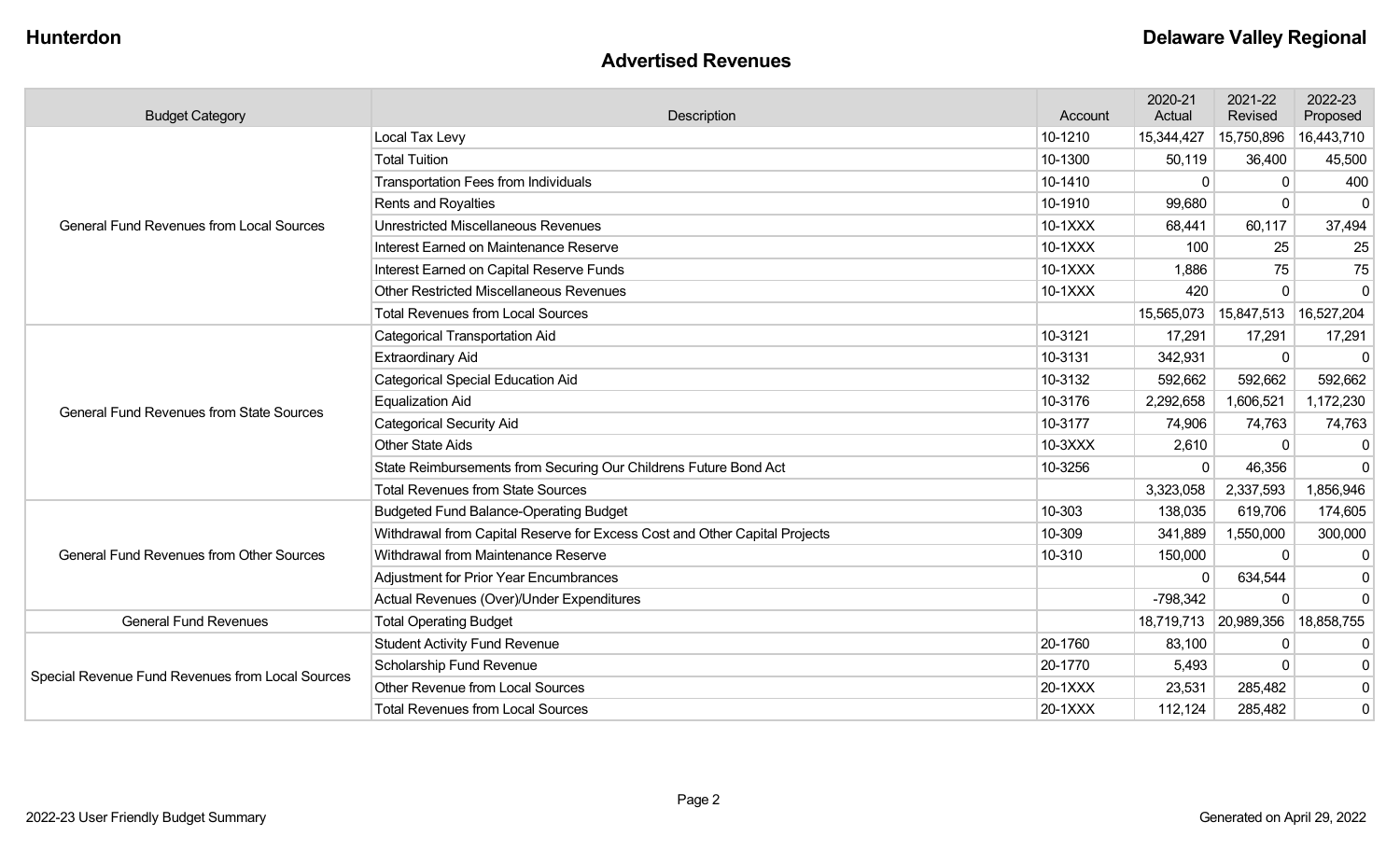**Hunterdon** **Delaware Valley Regional**

## Advertised Revenues

| Budget Category | Description | Account | 2020-21 Actual | 2021-22 Revised | 2022-23 Proposed |
|---|---|---|---|---|---|
| General Fund Revenues from Local Sources | Local Tax Levy | 10-1210 | 15,344,427 | 15,750,896 | 16,443,710 |
| | Total Tuition | 10-1300 | 50,119 | 36,400 | 45,500 |
| | Transportation Fees from Individuals | 10-1410 | 0 | 0 | 400 |
| | Rents and Royalties | 10-1910 | 99,680 | 0 | 0 |
| | Unrestricted Miscellaneous Revenues | 10-1XXX | 68,441 | 60,117 | 37,494 |
| | Interest Earned on Maintenance Reserve | 10-1XXX | 100 | 25 | 25 |
| | Interest Earned on Capital Reserve Funds | 10-1XXX | 1,886 | 75 | 75 |
| | Other Restricted Miscellaneous Revenues | 10-1XXX | 420 | 0 | 0 |
| | Total Revenues from Local Sources | | 15,565,073 | 15,847,513 | 16,527,204 |
| General Fund Revenues from State Sources | Categorical Transportation Aid | 10-3121 | 17,291 | 17,291 | 17,291 |
| | Extraordinary Aid | 10-3131 | 342,931 | 0 | 0 |
| | Categorical Special Education Aid | 10-3132 | 592,662 | 592,662 | 592,662 |
| | Equalization Aid | 10-3176 | 2,292,658 | 1,606,521 | 1,172,230 |
| | Categorical Security Aid | 10-3177 | 74,906 | 74,763 | 74,763 |
| | Other State Aids | 10-3XXX | 2,610 | 0 | 0 |
| | State Reimbursements from Securing Our Childrens Future Bond Act | 10-3256 | 0 | 46,356 | 0 |
| | Total Revenues from State Sources | | 3,323,058 | 2,337,593 | 1,856,946 |
| General Fund Revenues from Other Sources | Budgeted Fund Balance-Operating Budget | 10-303 | 138,035 | 619,706 | 174,605 |
| | Withdrawal from Capital Reserve for Excess Cost and Other Capital Projects | 10-309 | 341,889 | 1,550,000 | 300,000 |
| | Withdrawal from Maintenance Reserve | 10-310 | 150,000 | 0 | 0 |
| | Adjustment for Prior Year Encumbrances | | 0 | 634,544 | 0 |
| | Actual Revenues (Over)/Under Expenditures | | -798,342 | 0 | 0 |
| General Fund Revenues | Total Operating Budget | | 18,719,713 | 20,989,356 | 18,858,755 |
| Special Revenue Fund Revenues from Local Sources | Student Activity Fund Revenue | 20-1760 | 83,100 | 0 | 0 |
| | Scholarship Fund Revenue | 20-1770 | 5,493 | 0 | 0 |
| | Other Revenue from Local Sources | 20-1XXX | 23,531 | 285,482 | 0 |
| | Total Revenues from Local Sources | 20-1XXX | 112,124 | 285,482 | 0 |

2022-23 User Friendly Budget Summary — Generated on April 29, 2022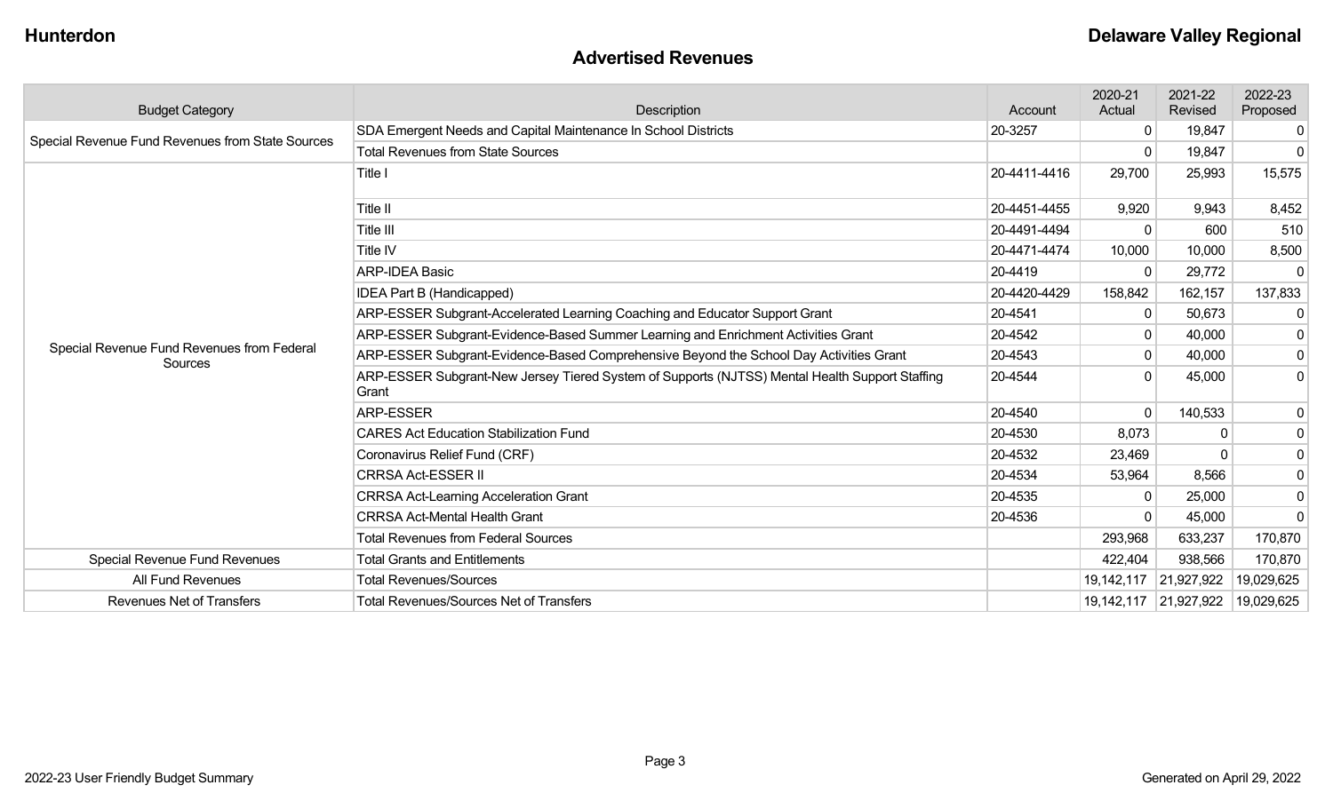# Advertised Revenues

| Budget Category | Description | Account | 2020-21 Actual | 2021-22 Revised | 2022-23 Proposed |
|---|---|---|---|---|---|
| Special Revenue Fund Revenues from State Sources | SDA Emergent Needs and Capital Maintenance In School Districts | 20-3257 | 0 | 19,847 | 0 |
| | Total Revenues from State Sources | | 0 | 19,847 | 0 |
| Special Revenue Fund Revenues from Federal Sources | Title I | 20-4411-4416 | 29,700 | 25,993 | 15,575 |
| | Title II | 20-4451-4455 | 9,920 | 9,943 | 8,452 |
| | Title III | 20-4491-4494 | 0 | 600 | 510 |
| | Title IV | 20-4471-4474 | 10,000 | 10,000 | 8,500 |
| | ARP-IDEA Basic | 20-4419 | 0 | 29,772 | 0 |
| | IDEA Part B (Handicapped) | 20-4420-4429 | 158,842 | 162,157 | 137,833 |
| | ARP-ESSER Subgrant-Accelerated Learning Coaching and Educator Support Grant | 20-4541 | 0 | 50,673 | 0 |
| | ARP-ESSER Subgrant-Evidence-Based Summer Learning and Enrichment Activities Grant | 20-4542 | 0 | 40,000 | 0 |
| | ARP-ESSER Subgrant-Evidence-Based Comprehensive Beyond the School Day Activities Grant | 20-4543 | 0 | 40,000 | 0 |
| | ARP-ESSER Subgrant-New Jersey Tiered System of Supports (NJTSS) Mental Health Support Staffing Grant | 20-4544 | 0 | 45,000 | 0 |
| | ARP-ESSER | 20-4540 | 0 | 140,533 | 0 |
| | CARES Act Education Stabilization Fund | 20-4530 | 8,073 | 0 | 0 |
| | Coronavirus Relief Fund (CRF) | 20-4532 | 23,469 | 0 | 0 |
| | CRRSA Act-ESSER II | 20-4534 | 53,964 | 8,566 | 0 |
| | CRRSA Act-Learning Acceleration Grant | 20-4535 | 0 | 25,000 | 0 |
| | CRRSA Act-Mental Health Grant | 20-4536 | 0 | 45,000 | 0 |
| | Total Revenues from Federal Sources | | 293,968 | 633,237 | 170,870 |
| Special Revenue Fund Revenues | Total Grants and Entitlements | | 422,404 | 938,566 | 170,870 |
| All Fund Revenues | Total Revenues/Sources | | 19,142,117 | 21,927,922 | 19,029,625 |
| Revenues Net of Transfers | Total Revenues/Sources Net of Transfers | | 19,142,117 | 21,927,922 | 19,029,625 |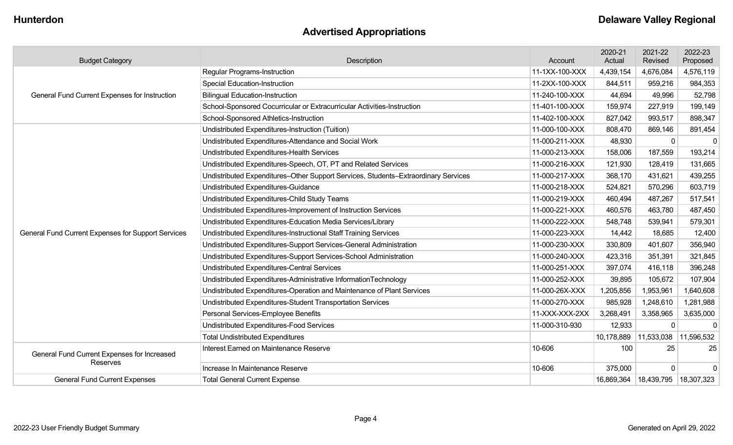# Advertised Appropriations

| Budget Category | Description | Account | 2020-21 Actual | 2021-22 Revised | 2022-23 Proposed |
|---|---|---|---|---|---|
| General Fund Current Expenses for Instruction | Regular Programs-Instruction | 11-1XX-100-XXX | 4,439,154 | 4,676,084 | 4,576,119 |
| | Special Education-Instruction | 11-2XX-100-XXX | 844,511 | 959,216 | 984,353 |
| | Bilingual Education-Instruction | 11-240-100-XXX | 44,694 | 49,996 | 52,798 |
| | School-Sponsored Cocurricular or Extracurricular Activities-Instruction | 11-401-100-XXX | 159,974 | 227,919 | 199,149 |
| | School-Sponsored Athletics-Instruction | 11-402-100-XXX | 827,042 | 993,517 | 898,347 |
| General Fund Current Expenses for Support Services | Undistributed Expenditures-Instruction (Tuition) | 11-000-100-XXX | 808,470 | 869,146 | 891,454 |
| | Undistributed Expenditures-Attendance and Social Work | 11-000-211-XXX | 48,930 | 0 | 0 |
| | Undistributed Expenditures-Health Services | 11-000-213-XXX | 158,006 | 187,559 | 193,214 |
| | Undistributed Expenditures-Speech, OT, PT and Related Services | 11-000-216-XXX | 121,930 | 128,419 | 131,665 |
| | Undistributed Expenditures–Other Support Services, Students–Extraordinary Services | 11-000-217-XXX | 368,170 | 431,621 | 439,255 |
| | Undistributed Expenditures-Guidance | 11-000-218-XXX | 524,821 | 570,296 | 603,719 |
| | Undistributed Expenditures-Child Study Teams | 11-000-219-XXX | 460,494 | 487,267 | 517,541 |
| | Undistributed Expenditures-Improvement of Instruction Services | 11-000-221-XXX | 460,576 | 463,780 | 487,450 |
| | Undistributed Expenditures-Education Media Services/Library | 11-000-222-XXX | 548,748 | 539,941 | 579,301 |
| | Undistributed Expenditures-Instructional Staff Training Services | 11-000-223-XXX | 14,442 | 18,685 | 12,400 |
| | Undistributed Expenditures-Support Services-General Administration | 11-000-230-XXX | 330,809 | 401,607 | 356,940 |
| | Undistributed Expenditures-Support Services-School Administration | 11-000-240-XXX | 423,316 | 351,391 | 321,845 |
| | Undistributed Expenditures-Central Services | 11-000-251-XXX | 397,074 | 416,118 | 396,248 |
| | Undistributed Expenditures-Administrative InformationTechnology | 11-000-252-XXX | 39,895 | 105,672 | 107,904 |
| | Undistributed Expenditures-Operation and Maintenance of Plant Services | 11-000-26X-XXX | 1,205,856 | 1,953,961 | 1,640,608 |
| | Undistributed Expenditures-Student Transportation Services | 11-000-270-XXX | 985,928 | 1,248,610 | 1,281,988 |
| | Personal Services-Employee Benefits | 11-XXX-XXX-2XX | 3,268,491 | 3,358,965 | 3,635,000 |
| | Undistributed Expenditures-Food Services | 11-000-310-930 | 12,933 | 0 | 0 |
| | Total Undistributed Expenditures | | 10,178,889 | 11,533,038 | 11,596,532 |
| General Fund Current Expenses for Increased Reserves | Interest Earned on Maintenance Reserve | 10-606 | 100 | 25 | 25 |
| | Increase In Maintenance Reserve | 10-606 | 375,000 | 0 | 0 |
| General Fund Current Expenses | Total General Current Expense | | 16,869,364 | 18,439,795 | 18,307,323 |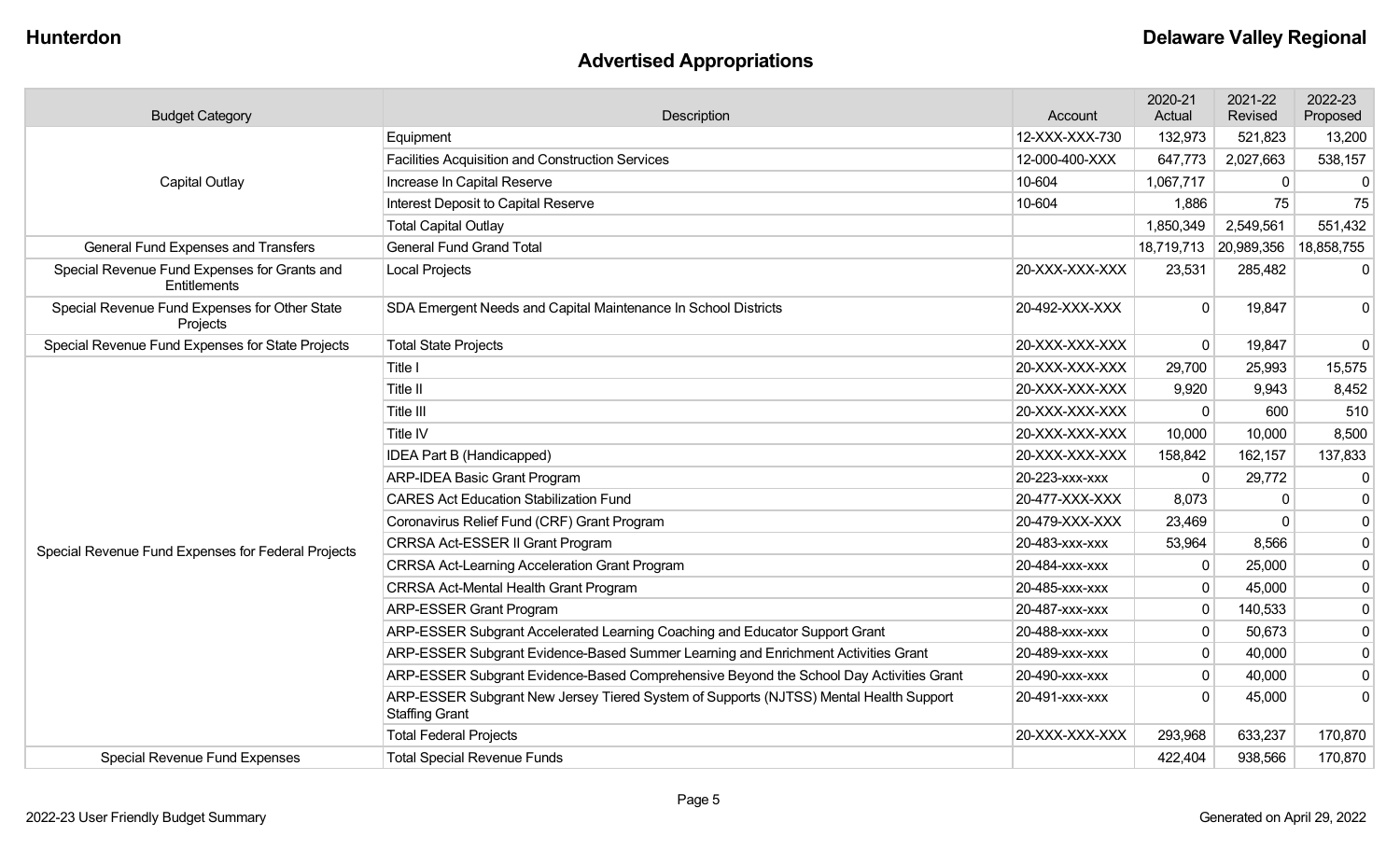**Hunterdon** **Delaware Valley Regional**

## Advertised Appropriations

| Budget Category | Description | Account | 2020-21 Actual | 2021-22 Revised | 2022-23 Proposed |
|---|---|---|---|---|---|
| Capital Outlay | Equipment | 12-XXX-XXX-730 | 132,973 | 521,823 | 13,200 |
| | Facilities Acquisition and Construction Services | 12-000-400-XXX | 647,773 | 2,027,663 | 538,157 |
| | Increase In Capital Reserve | 10-604 | 1,067,717 | 0 | 0 |
| | Interest Deposit to Capital Reserve | 10-604 | 1,886 | 75 | 75 |
| | Total Capital Outlay | | 1,850,349 | 2,549,561 | 551,432 |
| General Fund Expenses and Transfers | General Fund Grand Total | | 18,719,713 | 20,989,356 | 18,858,755 |
| Special Revenue Fund Expenses for Grants and Entitlements | Local Projects | 20-XXX-XXX-XXX | 23,531 | 285,482 | 0 |
| Special Revenue Fund Expenses for Other State Projects | SDA Emergent Needs and Capital Maintenance In School Districts | 20-492-XXX-XXX | 0 | 19,847 | 0 |
| Special Revenue Fund Expenses for State Projects | Total State Projects | 20-XXX-XXX-XXX | 0 | 19,847 | 0 |
| Special Revenue Fund Expenses for Federal Projects | Title I | 20-XXX-XXX-XXX | 29,700 | 25,993 | 15,575 |
| | Title II | 20-XXX-XXX-XXX | 9,920 | 9,943 | 8,452 |
| | Title III | 20-XXX-XXX-XXX | 0 | 600 | 510 |
| | Title IV | 20-XXX-XXX-XXX | 10,000 | 10,000 | 8,500 |
| | IDEA Part B (Handicapped) | 20-XXX-XXX-XXX | 158,842 | 162,157 | 137,833 |
| | ARP-IDEA Basic Grant Program | 20-223-xxx-xxx | 0 | 29,772 | 0 |
| | CARES Act Education Stabilization Fund | 20-477-XXX-XXX | 8,073 | 0 | 0 |
| | Coronavirus Relief Fund (CRF) Grant Program | 20-479-XXX-XXX | 23,469 | 0 | 0 |
| | CRRSA Act-ESSER II Grant Program | 20-483-xxx-xxx | 53,964 | 8,566 | 0 |
| | CRRSA Act-Learning Acceleration Grant Program | 20-484-xxx-xxx | 0 | 25,000 | 0 |
| | CRRSA Act-Mental Health Grant Program | 20-485-xxx-xxx | 0 | 45,000 | 0 |
| | ARP-ESSER Grant Program | 20-487-xxx-xxx | 0 | 140,533 | 0 |
| | ARP-ESSER Subgrant Accelerated Learning Coaching and Educator Support Grant | 20-488-xxx-xxx | 0 | 50,673 | 0 |
| | ARP-ESSER Subgrant Evidence-Based Summer Learning and Enrichment Activities Grant | 20-489-xxx-xxx | 0 | 40,000 | 0 |
| | ARP-ESSER Subgrant Evidence-Based Comprehensive Beyond the School Day Activities Grant | 20-490-xxx-xxx | 0 | 40,000 | 0 |
| | ARP-ESSER Subgrant New Jersey Tiered System of Supports (NJTSS) Mental Health Support Staffing Grant | 20-491-xxx-xxx | 0 | 45,000 | 0 |
| | Total Federal Projects | 20-XXX-XXX-XXX | 293,968 | 633,237 | 170,870 |
| Special Revenue Fund Expenses | Total Special Revenue Funds | | 422,404 | 938,566 | 170,870 |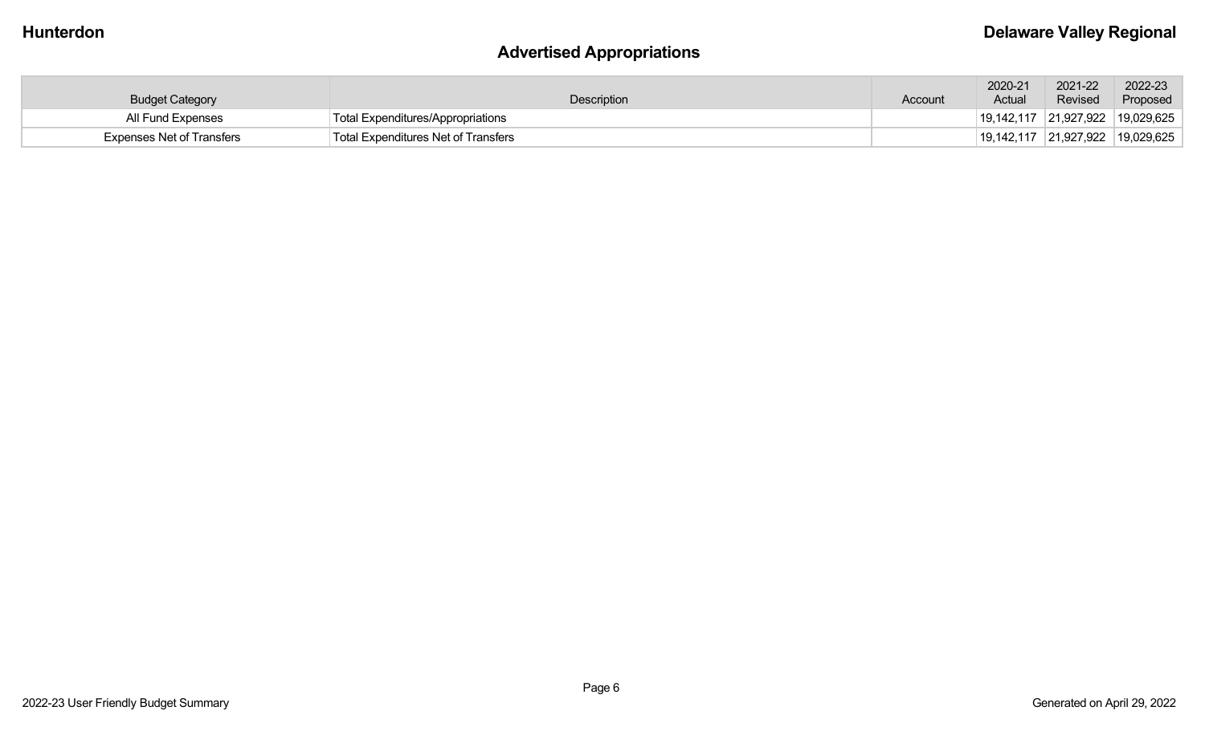**Hunterdon** **Delaware Valley Regional**

# Advertised Appropriations

| Budget Category | Description | Account | 2020-21 Actual | 2021-22 Revised | 2022-23 Proposed |
|---|---|---|---|---|---|
| All Fund Expenses | Total Expenditures/Appropriations | | 19,142,117 | 21,927,922 | 19,029,625 |
| Expenses Net of Transfers | Total Expenditures Net of Transfers | | 19,142,117 | 21,927,922 | 19,029,625 |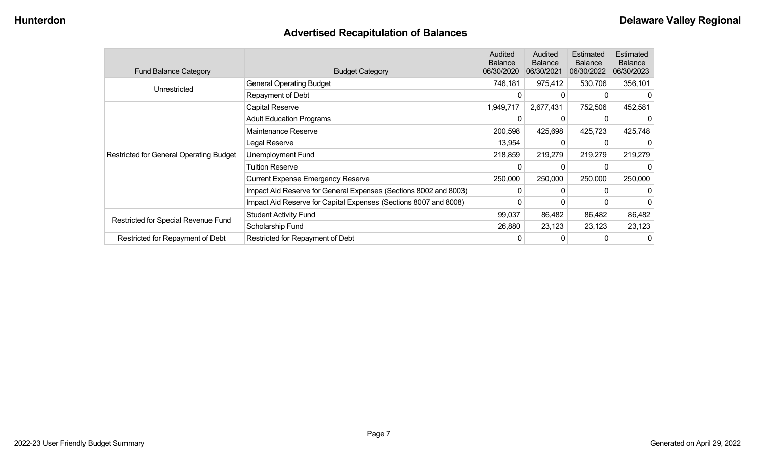# Advertised Recapitulation of Balances

| Fund Balance Category | Budget Category | Audited Balance 06/30/2020 | Audited Balance 06/30/2021 | Estimated Balance 06/30/2022 | Estimated Balance 06/30/2023 |
|---|---|---|---|---|---|
| Unrestricted | General Operating Budget | 746,181 | 975,412 | 530,706 | 356,101 |
| | Repayment of Debt | 0 | 0 | 0 | 0 |
| Restricted for General Operating Budget | Capital Reserve | 1,949,717 | 2,677,431 | 752,506 | 452,581 |
| | Adult Education Programs | 0 | 0 | 0 | 0 |
| | Maintenance Reserve | 200,598 | 425,698 | 425,723 | 425,748 |
| | Legal Reserve | 13,954 | 0 | 0 | 0 |
| | Unemployment Fund | 218,859 | 219,279 | 219,279 | 219,279 |
| | Tuition Reserve | 0 | 0 | 0 | 0 |
| | Current Expense Emergency Reserve | 250,000 | 250,000 | 250,000 | 250,000 |
| | Impact Aid Reserve for General Expenses (Sections 8002 and 8003) | 0 | 0 | 0 | 0 |
| | Impact Aid Reserve for Capital Expenses (Sections 8007 and 8008) | 0 | 0 | 0 | 0 |
| Restricted for Special Revenue Fund | Student Activity Fund | 99,037 | 86,482 | 86,482 | 86,482 |
| | Scholarship Fund | 26,880 | 23,123 | 23,123 | 23,123 |
| Restricted for Repayment of Debt | Restricted for Repayment of Debt | 0 | 0 | 0 | 0 |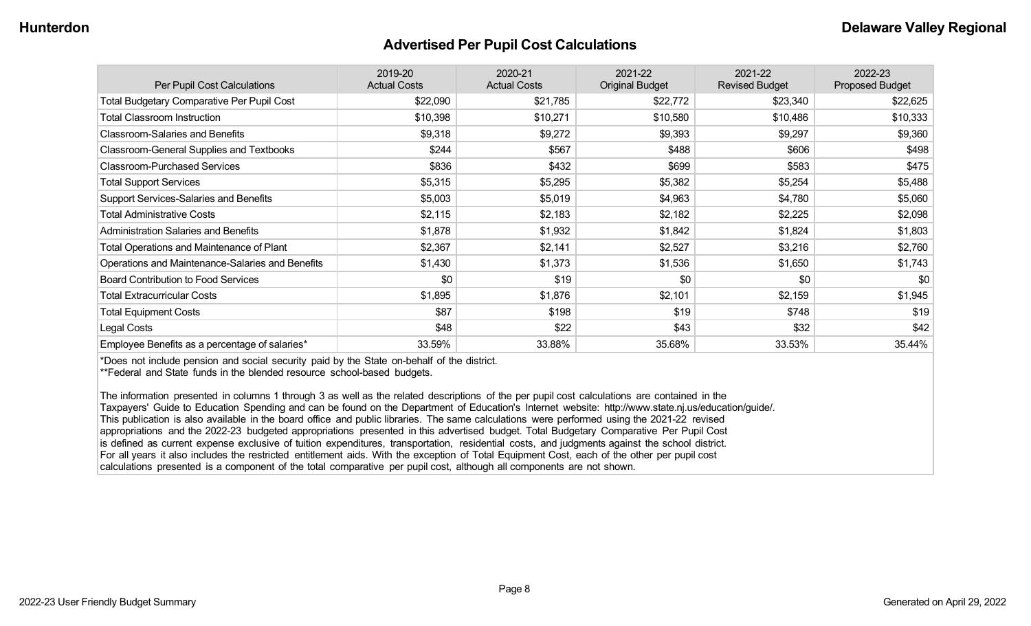# Advertised Per Pupil Cost Calculations

| Per Pupil Cost Calculations | 2019-20 Actual Costs | 2020-21 Actual Costs | 2021-22 Original Budget | 2021-22 Revised Budget | 2022-23 Proposed Budget |
|---|---|---|---|---|---|
| Total Budgetary Comparative Per Pupil Cost | $22,090 | $21,785 | $22,772 | $23,340 | $22,625 |
| Total Classroom Instruction | $10,398 | $10,271 | $10,580 | $10,486 | $10,333 |
| Classroom-Salaries and Benefits | $9,318 | $9,272 | $9,393 | $9,297 | $9,360 |
| Classroom-General Supplies and Textbooks | $244 | $567 | $488 | $606 | $498 |
| Classroom-Purchased Services | $836 | $432 | $699 | $583 | $475 |
| Total Support Services | $5,315 | $5,295 | $5,382 | $5,254 | $5,488 |
| Support Services-Salaries and Benefits | $5,003 | $5,019 | $4,963 | $4,780 | $5,060 |
| Total Administrative Costs | $2,115 | $2,183 | $2,182 | $2,225 | $2,098 |
| Administration Salaries and Benefits | $1,878 | $1,932 | $1,842 | $1,824 | $1,803 |
| Total Operations and Maintenance of Plant | $2,367 | $2,141 | $2,527 | $3,216 | $2,760 |
| Operations and Maintenance-Salaries and Benefits | $1,430 | $1,373 | $1,536 | $1,650 | $1,743 |
| Board Contribution to Food Services | $0 | $19 | $0 | $0 | $0 |
| Total Extracurricular Costs | $1,895 | $1,876 | $2,101 | $2,159 | $1,945 |
| Total Equipment Costs | $87 | $198 | $19 | $748 | $19 |
| Legal Costs | $48 | $22 | $43 | $32 | $42 |
| Employee Benefits as a percentage of salaries* | 33.59% | 33.88% | 35.68% | 33.53% | 35.44% |

*Does not include pension and social security paid by the State on-behalf of the district.
**Federal and State funds in the blended resource school-based budgets.

The information presented in columns 1 through 3 as well as the related descriptions of the per pupil cost calculations are contained in the Taxpayers' Guide to Education Spending and can be found on the Department of Education's Internet website: http://www.state.nj.us/education/guide/. This publication is also available in the board office and public libraries. The same calculations were performed using the 2021-22 revised appropriations and the 2022-23 budgeted appropriations presented in this advertised budget. Total Budgetary Comparative Per Pupil Cost is defined as current expense exclusive of tuition expenditures, transportation, residential costs, and judgments against the school district. For all years it also includes the restricted entitlement aids. With the exception of Total Equipment Cost, each of the other per pupil cost calculations presented is a component of the total comparative per pupil cost, although all components are not shown.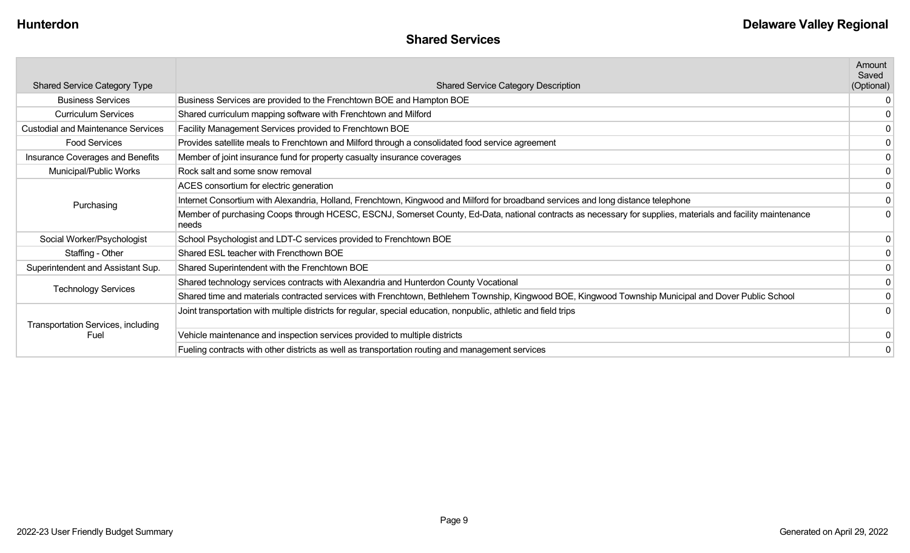## Shared Services

| Shared Service Category Type | Shared Service Category Description | Amount Saved (Optional) |
|---|---|---|
| Business Services | Business Services are provided to the Frenchtown BOE and Hampton BOE | 0 |
| Curriculum Services | Shared curriculum mapping software with Frenchtown and Milford | 0 |
| Custodial and Maintenance Services | Facility Management Services provided to Frenchtown BOE | 0 |
| Food Services | Provides satellite meals to Frenchtown and Milford through a consolidated food service agreement | 0 |
| Insurance Coverages and Benefits | Member of joint insurance fund for property casualty insurance coverages | 0 |
| Municipal/Public Works | Rock salt and some snow removal | 0 |
| Purchasing | ACES consortium for electric generation | 0 |
| | Internet Consortium with Alexandria, Holland, Frenchtown, Kingwood and Milford for broadband services and long distance telephone | 0 |
| | Member of purchasing Coops through HCESC, ESCNJ, Somerset County, Ed-Data, national contracts as necessary for supplies, materials and facility maintenance needs | 0 |
| Social Worker/Psychologist | School Psychologist and LDT-C services provided to Frenchtown BOE | 0 |
| Staffing - Other | Shared ESL teacher with Frencthown BOE | 0 |
| Superintendent and Assistant Sup. | Shared Superintendent with the Frenchtown BOE | 0 |
| Technology Services | Shared technology services contracts with Alexandria and Hunterdon County Vocational | 0 |
| | Shared time and materials contracted services with Frenchtown, Bethlehem Township, Kingwood BOE, Kingwood Township Municipal and Dover Public School | 0 |
| Transportation Services, including Fuel | Joint transportation with multiple districts for regular, special education, nonpublic, athletic and field trips | 0 |
| | Vehicle maintenance and inspection services provided to multiple districts | 0 |
| | Fueling contracts with other districts as well as transportation routing and management services | 0 |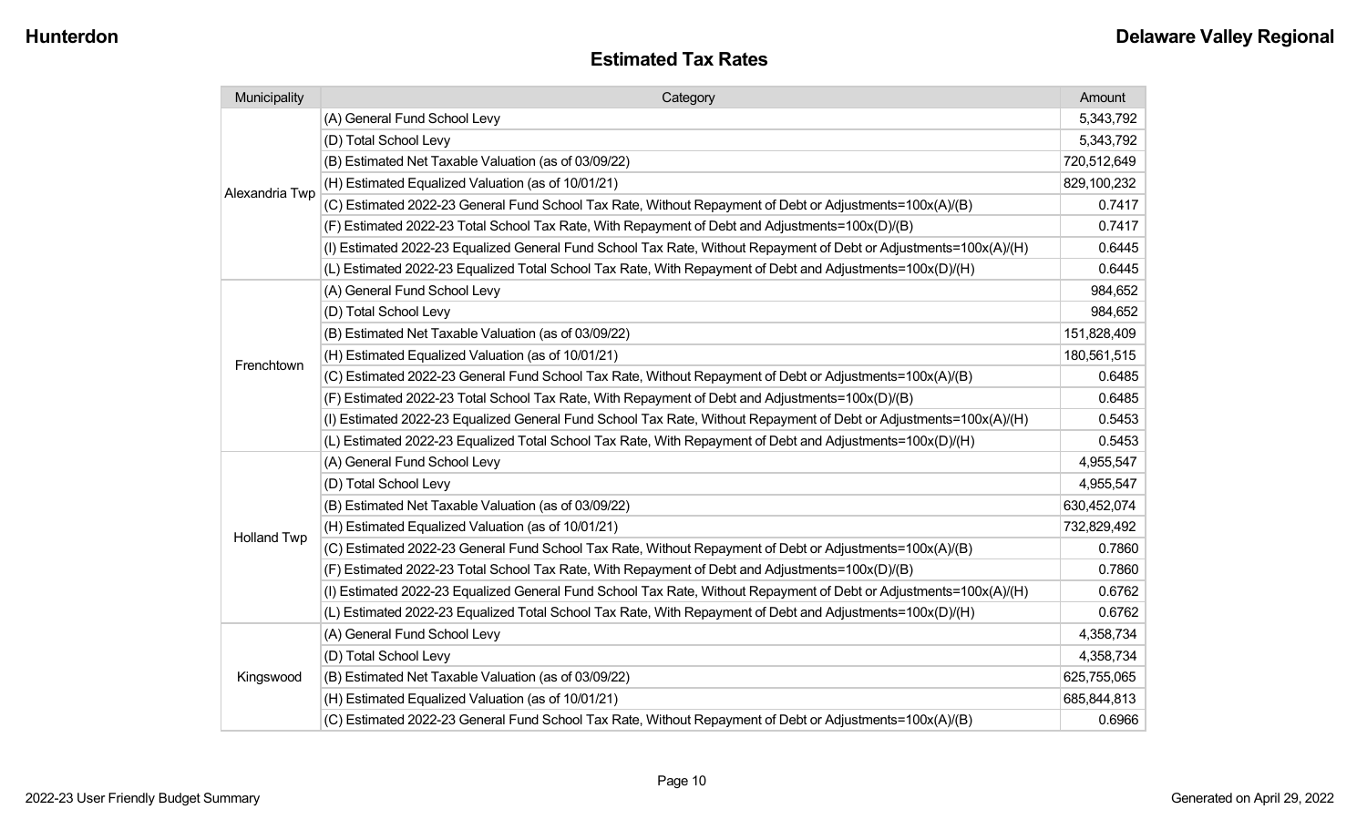## Estimated Tax Rates

| Municipality | Category | Amount |
|---|---|---|
| Alexandria Twp | (A) General Fund School Levy | 5,343,792 |
| | (D) Total School Levy | 5,343,792 |
| | (B) Estimated Net Taxable Valuation (as of 03/09/22) | 720,512,649 |
| | (H) Estimated Equalized Valuation (as of 10/01/21) | 829,100,232 |
| | (C) Estimated 2022-23 General Fund School Tax Rate, Without Repayment of Debt or Adjustments=100x(A)/(B) | 0.7417 |
| | (F) Estimated 2022-23 Total School Tax Rate, With Repayment of Debt and Adjustments=100x(D)/(B) | 0.7417 |
| | (I) Estimated 2022-23 Equalized General Fund School Tax Rate, Without Repayment of Debt or Adjustments=100x(A)/(H) | 0.6445 |
| | (L) Estimated 2022-23 Equalized Total School Tax Rate, With Repayment of Debt and Adjustments=100x(D)/(H) | 0.6445 |
| Frenchtown | (A) General Fund School Levy | 984,652 |
| | (D) Total School Levy | 984,652 |
| | (B) Estimated Net Taxable Valuation (as of 03/09/22) | 151,828,409 |
| | (H) Estimated Equalized Valuation (as of 10/01/21) | 180,561,515 |
| | (C) Estimated 2022-23 General Fund School Tax Rate, Without Repayment of Debt or Adjustments=100x(A)/(B) | 0.6485 |
| | (F) Estimated 2022-23 Total School Tax Rate, With Repayment of Debt and Adjustments=100x(D)/(B) | 0.6485 |
| | (I) Estimated 2022-23 Equalized General Fund School Tax Rate, Without Repayment of Debt or Adjustments=100x(A)/(H) | 0.5453 |
| | (L) Estimated 2022-23 Equalized Total School Tax Rate, With Repayment of Debt and Adjustments=100x(D)/(H) | 0.5453 |
| Holland Twp | (A) General Fund School Levy | 4,955,547 |
| | (D) Total School Levy | 4,955,547 |
| | (B) Estimated Net Taxable Valuation (as of 03/09/22) | 630,452,074 |
| | (H) Estimated Equalized Valuation (as of 10/01/21) | 732,829,492 |
| | (C) Estimated 2022-23 General Fund School Tax Rate, Without Repayment of Debt or Adjustments=100x(A)/(B) | 0.7860 |
| | (F) Estimated 2022-23 Total School Tax Rate, With Repayment of Debt and Adjustments=100x(D)/(B) | 0.7860 |
| | (I) Estimated 2022-23 Equalized General Fund School Tax Rate, Without Repayment of Debt or Adjustments=100x(A)/(H) | 0.6762 |
| | (L) Estimated 2022-23 Equalized Total School Tax Rate, With Repayment of Debt and Adjustments=100x(D)/(H) | 0.6762 |
| Kingswood | (A) General Fund School Levy | 4,358,734 |
| | (D) Total School Levy | 4,358,734 |
| | (B) Estimated Net Taxable Valuation (as of 03/09/22) | 625,755,065 |
| | (H) Estimated Equalized Valuation (as of 10/01/21) | 685,844,813 |
| | (C) Estimated 2022-23 General Fund School Tax Rate, Without Repayment of Debt or Adjustments=100x(A)/(B) | 0.6966 |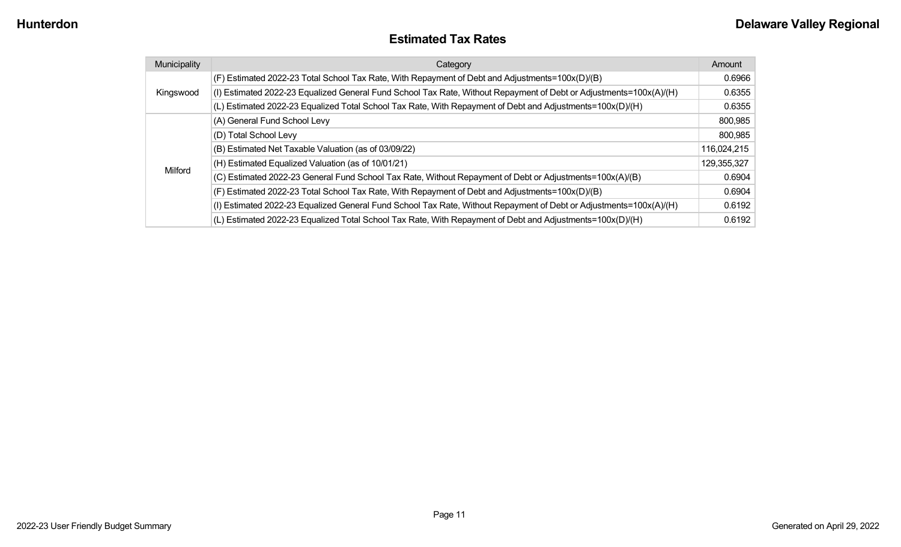## Estimated Tax Rates

| Municipality | Category | Amount |
|---|---|---|
| Kingswood | (F) Estimated 2022-23 Total School Tax Rate, With Repayment of Debt and Adjustments=100x(D)/(B) | 0.6966 |
| | (I) Estimated 2022-23 Equalized General Fund School Tax Rate, Without Repayment of Debt or Adjustments=100x(A)/(H) | 0.6355 |
| | (L) Estimated 2022-23 Equalized Total School Tax Rate, With Repayment of Debt and Adjustments=100x(D)/(H) | 0.6355 |
| Milford | (A) General Fund School Levy | 800,985 |
| | (D) Total School Levy | 800,985 |
| | (B) Estimated Net Taxable Valuation (as of 03/09/22) | 116,024,215 |
| | (H) Estimated Equalized Valuation (as of 10/01/21) | 129,355,327 |
| | (C) Estimated 2022-23 General Fund School Tax Rate, Without Repayment of Debt or Adjustments=100x(A)/(B) | 0.6904 |
| | (F) Estimated 2022-23 Total School Tax Rate, With Repayment of Debt and Adjustments=100x(D)/(B) | 0.6904 |
| | (I) Estimated 2022-23 Equalized General Fund School Tax Rate, Without Repayment of Debt or Adjustments=100x(A)/(H) | 0.6192 |
| | (L) Estimated 2022-23 Equalized Total School Tax Rate, With Repayment of Debt and Adjustments=100x(D)/(H) | 0.6192 |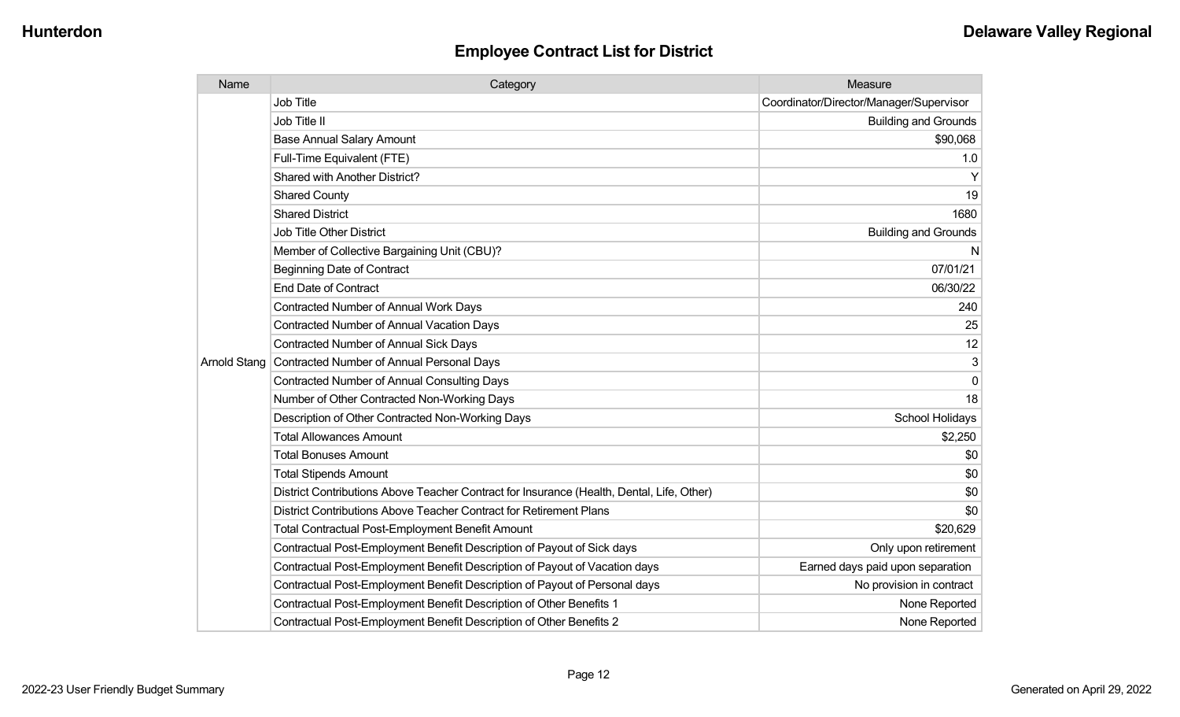## Employee Contract List for District

| Name | Category | Measure |
| --- | --- | --- |
| Arnold Stang | Job Title | Coordinator/Director/Manager/Supervisor |
| | Job Title II | Building and Grounds |
| | Base Annual Salary Amount | $90,068 |
| | Full-Time Equivalent (FTE) | 1.0 |
| | Shared with Another District? | Y |
| | Shared County | 19 |
| | Shared District | 1680 |
| | Job Title Other District | Building and Grounds |
| | Member of Collective Bargaining Unit (CBU)? | N |
| | Beginning Date of Contract | 07/01/21 |
| | End Date of Contract | 06/30/22 |
| | Contracted Number of Annual Work Days | 240 |
| | Contracted Number of Annual Vacation Days | 25 |
| | Contracted Number of Annual Sick Days | 12 |
| | Contracted Number of Annual Personal Days | 3 |
| | Contracted Number of Annual Consulting Days | 0 |
| | Number of Other Contracted Non-Working Days | 18 |
| | Description of Other Contracted Non-Working Days | School Holidays |
| | Total Allowances Amount | $2,250 |
| | Total Bonuses Amount | $0 |
| | Total Stipends Amount | $0 |
| | District Contributions Above Teacher Contract for Insurance (Health, Dental, Life, Other) | $0 |
| | District Contributions Above Teacher Contract for Retirement Plans | $0 |
| | Total Contractual Post-Employment Benefit Amount | $20,629 |
| | Contractual Post-Employment Benefit Description of Payout of Sick days | Only upon retirement |
| | Contractual Post-Employment Benefit Description of Payout of Vacation days | Earned days paid upon separation |
| | Contractual Post-Employment Benefit Description of Payout of Personal days | No provision in contract |
| | Contractual Post-Employment Benefit Description of Other Benefits 1 | None Reported |
| | Contractual Post-Employment Benefit Description of Other Benefits 2 | None Reported |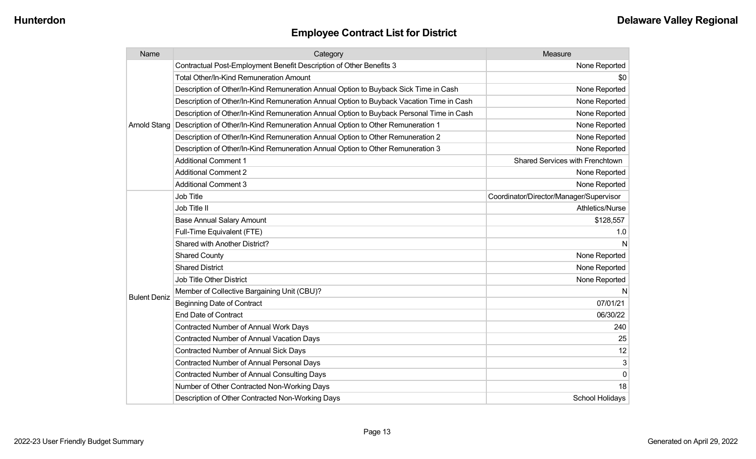## Employee Contract List for District

| Name | Category | Measure |
|---|---|---|
| Arnold Stang | Contractual Post-Employment Benefit Description of Other Benefits 3 | None Reported |
| | Total Other/In-Kind Remuneration Amount | $0 |
| | Description of Other/In-Kind Remuneration Annual Option to Buyback Sick Time in Cash | None Reported |
| | Description of Other/In-Kind Remuneration Annual Option to Buyback Vacation Time in Cash | None Reported |
| | Description of Other/In-Kind Remuneration Annual Option to Buyback Personal Time in Cash | None Reported |
| | Description of Other/In-Kind Remuneration Annual Option to Other Remuneration 1 | None Reported |
| | Description of Other/In-Kind Remuneration Annual Option to Other Remuneration 2 | None Reported |
| | Description of Other/In-Kind Remuneration Annual Option to Other Remuneration 3 | None Reported |
| | Additional Comment 1 | Shared Services with Frenchtown |
| | Additional Comment 2 | None Reported |
| | Additional Comment 3 | None Reported |
| Bulent Deniz | Job Title | Coordinator/Director/Manager/Supervisor |
| | Job Title II | Athletics/Nurse |
| | Base Annual Salary Amount | $128,557 |
| | Full-Time Equivalent (FTE) | 1.0 |
| | Shared with Another District? | N |
| | Shared County | None Reported |
| | Shared District | None Reported |
| | Job Title Other District | None Reported |
| | Member of Collective Bargaining Unit (CBU)? | N |
| | Beginning Date of Contract | 07/01/21 |
| | End Date of Contract | 06/30/22 |
| | Contracted Number of Annual Work Days | 240 |
| | Contracted Number of Annual Vacation Days | 25 |
| | Contracted Number of Annual Sick Days | 12 |
| | Contracted Number of Annual Personal Days | 3 |
| | Contracted Number of Annual Consulting Days | 0 |
| | Number of Other Contracted Non-Working Days | 18 |
| | Description of Other Contracted Non-Working Days | School Holidays |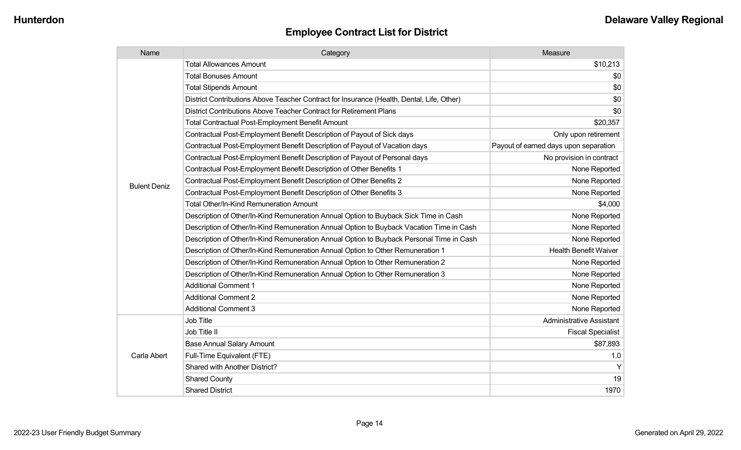## Employee Contract List for District

| Name | Category | Measure |
|---|---|---|
| Bulent Deniz | Total Allowances Amount | $10,213 |
| | Total Bonuses Amount | $0 |
| | Total Stipends Amount | $0 |
| | District Contributions Above Teacher Contract for Insurance (Health, Dental, Life, Other) | $0 |
| | District Contributions Above Teacher Contract for Retirement Plans | $0 |
| | Total Contractual Post-Employment Benefit Amount | $20,357 |
| | Contractual Post-Employment Benefit Description of Payout of Sick days | Only upon retirement |
| | Contractual Post-Employment Benefit Description of Payout of Vacation days | Payout of earned days upon separation |
| | Contractual Post-Employment Benefit Description of Payout of Personal days | No provision in contract |
| | Contractual Post-Employment Benefit Description of Other Benefits 1 | None Reported |
| | Contractual Post-Employment Benefit Description of Other Benefits 2 | None Reported |
| | Contractual Post-Employment Benefit Description of Other Benefits 3 | None Reported |
| | Total Other/In-Kind Remuneration Amount | $4,000 |
| | Description of Other/In-Kind Remuneration Annual Option to Buyback Sick Time in Cash | None Reported |
| | Description of Other/In-Kind Remuneration Annual Option to Buyback Vacation Time in Cash | None Reported |
| | Description of Other/In-Kind Remuneration Annual Option to Buyback Personal Time in Cash | None Reported |
| | Description of Other/In-Kind Remuneration Annual Option to Other Remuneration 1 | Health Benefit Waiver |
| | Description of Other/In-Kind Remuneration Annual Option to Other Remuneration 2 | None Reported |
| | Description of Other/In-Kind Remuneration Annual Option to Other Remuneration 3 | None Reported |
| | Additional Comment 1 | None Reported |
| | Additional Comment 2 | None Reported |
| | Additional Comment 3 | None Reported |
| Carla Abert | Job Title | Administrative Assistant |
| | Job Title II | Fiscal Specialist |
| | Base Annual Salary Amount | $87,893 |
| | Full-Time Equivalent (FTE) | 1.0 |
| | Shared with Another District? | Y |
| | Shared County | 19 |
| | Shared District | 1970 |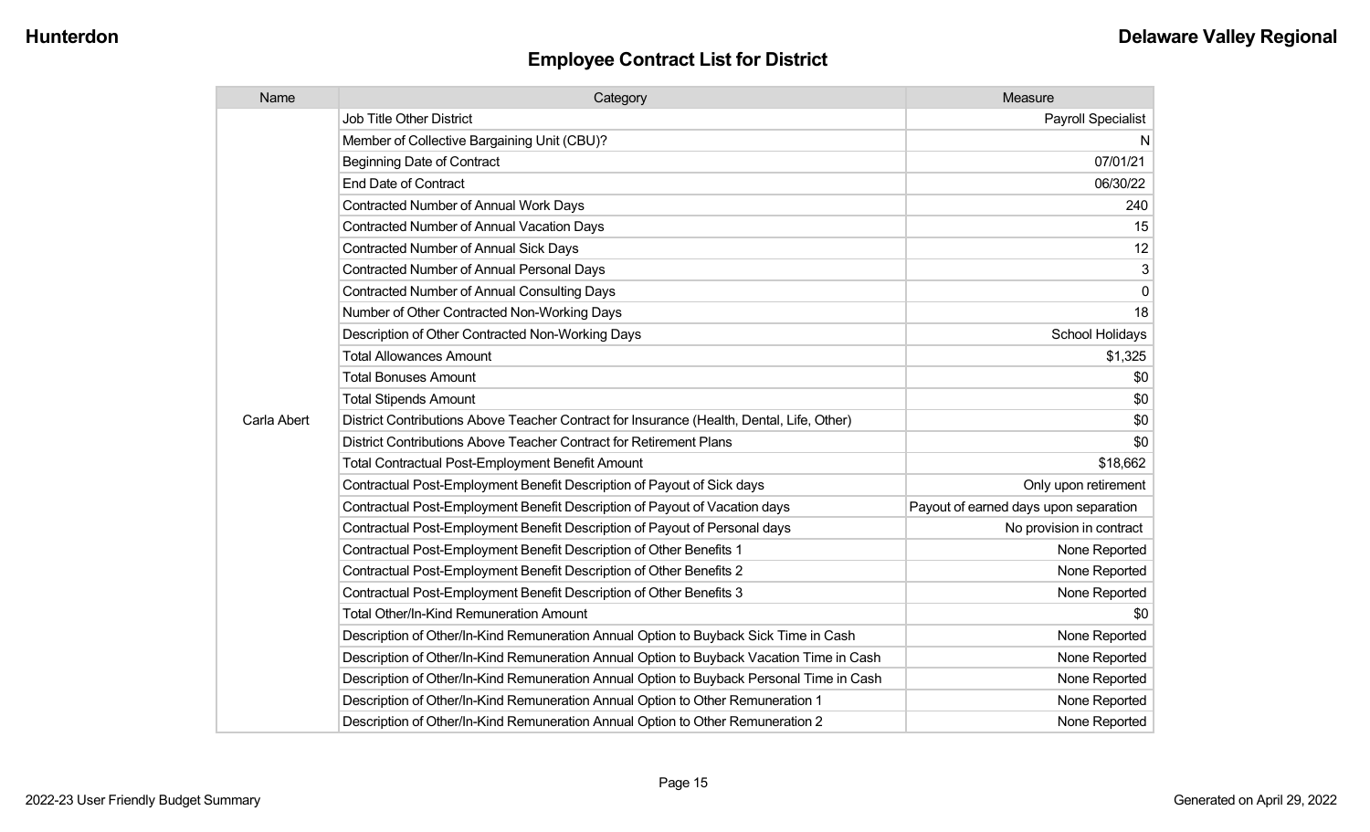## Employee Contract List for District

| Name | Category | Measure |
|---|---|---|
| Carla Abert | Job Title Other District | Payroll Specialist |
| | Member of Collective Bargaining Unit (CBU)? | N |
| | Beginning Date of Contract | 07/01/21 |
| | End Date of Contract | 06/30/22 |
| | Contracted Number of Annual Work Days | 240 |
| | Contracted Number of Annual Vacation Days | 15 |
| | Contracted Number of Annual Sick Days | 12 |
| | Contracted Number of Annual Personal Days | 3 |
| | Contracted Number of Annual Consulting Days | 0 |
| | Number of Other Contracted Non-Working Days | 18 |
| | Description of Other Contracted Non-Working Days | School Holidays |
| | Total Allowances Amount | $1,325 |
| | Total Bonuses Amount | $0 |
| | Total Stipends Amount | $0 |
| | District Contributions Above Teacher Contract for Insurance (Health, Dental, Life, Other) | $0 |
| | District Contributions Above Teacher Contract for Retirement Plans | $0 |
| | Total Contractual Post-Employment Benefit Amount | $18,662 |
| | Contractual Post-Employment Benefit Description of Payout of Sick days | Only upon retirement |
| | Contractual Post-Employment Benefit Description of Payout of Vacation days | Payout of earned days upon separation |
| | Contractual Post-Employment Benefit Description of Payout of Personal days | No provision in contract |
| | Contractual Post-Employment Benefit Description of Other Benefits 1 | None Reported |
| | Contractual Post-Employment Benefit Description of Other Benefits 2 | None Reported |
| | Contractual Post-Employment Benefit Description of Other Benefits 3 | None Reported |
| | Total Other/In-Kind Remuneration Amount | $0 |
| | Description of Other/In-Kind Remuneration Annual Option to Buyback Sick Time in Cash | None Reported |
| | Description of Other/In-Kind Remuneration Annual Option to Buyback Vacation Time in Cash | None Reported |
| | Description of Other/In-Kind Remuneration Annual Option to Buyback Personal Time in Cash | None Reported |
| | Description of Other/In-Kind Remuneration Annual Option to Other Remuneration 1 | None Reported |
| | Description of Other/In-Kind Remuneration Annual Option to Other Remuneration 2 | None Reported |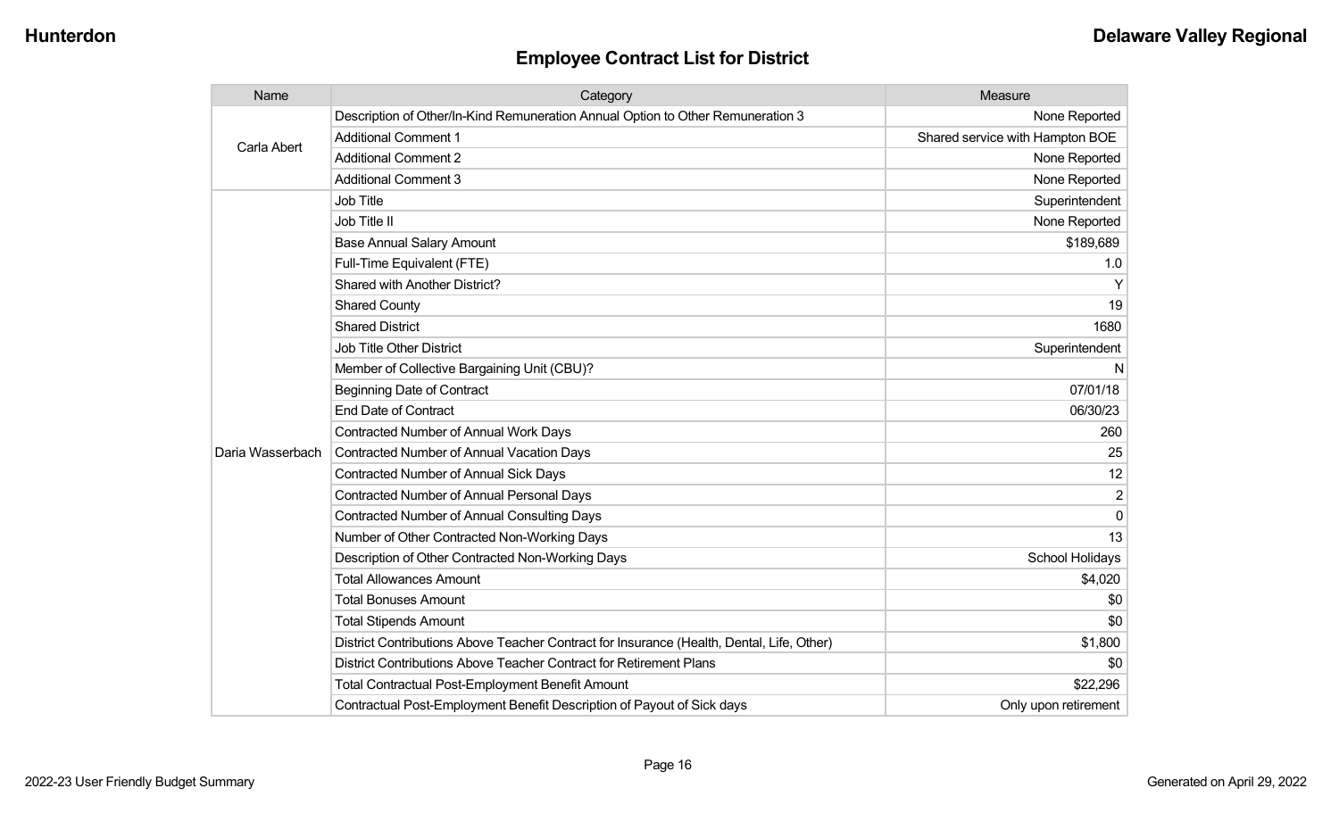## Employee Contract List for District

| Name | Category | Measure |
|---|---|---|
| Carla Abert | Description of Other/In-Kind Remuneration Annual Option to Other Remuneration 3 | None Reported |
| | Additional Comment 1 | Shared service with Hampton BOE |
| | Additional Comment 2 | None Reported |
| | Additional Comment 3 | None Reported |
| Daria Wasserbach | Job Title | Superintendent |
| | Job Title II | None Reported |
| | Base Annual Salary Amount | $189,689 |
| | Full-Time Equivalent (FTE) | 1.0 |
| | Shared with Another District? | Y |
| | Shared County | 19 |
| | Shared District | 1680 |
| | Job Title Other District | Superintendent |
| | Member of Collective Bargaining Unit (CBU)? | N |
| | Beginning Date of Contract | 07/01/18 |
| | End Date of Contract | 06/30/23 |
| | Contracted Number of Annual Work Days | 260 |
| | Contracted Number of Annual Vacation Days | 25 |
| | Contracted Number of Annual Sick Days | 12 |
| | Contracted Number of Annual Personal Days | 2 |
| | Contracted Number of Annual Consulting Days | 0 |
| | Number of Other Contracted Non-Working Days | 13 |
| | Description of Other Contracted Non-Working Days | School Holidays |
| | Total Allowances Amount | $4,020 |
| | Total Bonuses Amount | $0 |
| | Total Stipends Amount | $0 |
| | District Contributions Above Teacher Contract for Insurance (Health, Dental, Life, Other) | $1,800 |
| | District Contributions Above Teacher Contract for Retirement Plans | $0 |
| | Total Contractual Post-Employment Benefit Amount | $22,296 |
| | Contractual Post-Employment Benefit Description of Payout of Sick days | Only upon retirement |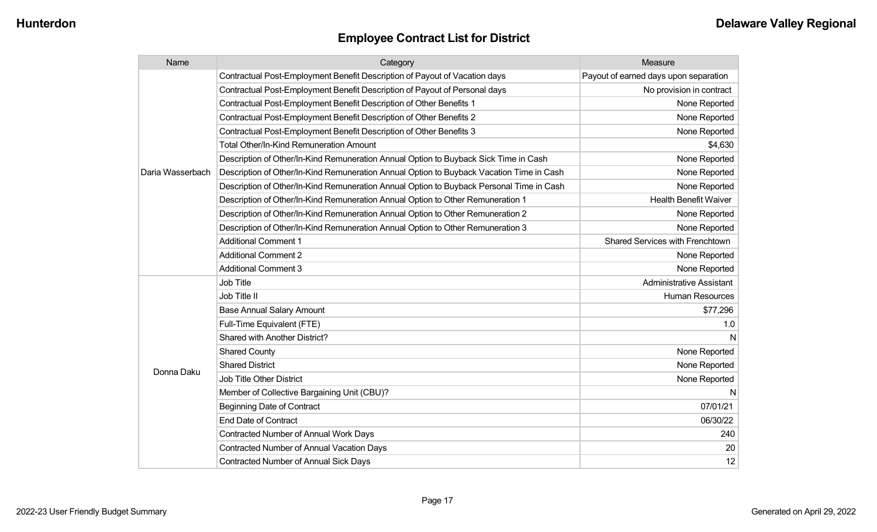## Employee Contract List for District

| Name | Category | Measure |
|---|---|---|
| Daria Wasserbach | Contractual Post-Employment Benefit Description of Payout of Vacation days | Payout of earned days upon separation |
| | Contractual Post-Employment Benefit Description of Payout of Personal days | No provision in contract |
| | Contractual Post-Employment Benefit Description of Other Benefits 1 | None Reported |
| | Contractual Post-Employment Benefit Description of Other Benefits 2 | None Reported |
| | Contractual Post-Employment Benefit Description of Other Benefits 3 | None Reported |
| | Total Other/In-Kind Remuneration Amount | $4,630 |
| | Description of Other/In-Kind Remuneration Annual Option to Buyback Sick Time in Cash | None Reported |
| | Description of Other/In-Kind Remuneration Annual Option to Buyback Vacation Time in Cash | None Reported |
| | Description of Other/In-Kind Remuneration Annual Option to Buyback Personal Time in Cash | None Reported |
| | Description of Other/In-Kind Remuneration Annual Option to Other Remuneration 1 | Health Benefit Waiver |
| | Description of Other/In-Kind Remuneration Annual Option to Other Remuneration 2 | None Reported |
| | Description of Other/In-Kind Remuneration Annual Option to Other Remuneration 3 | None Reported |
| | Additional Comment 1 | Shared Services with Frenchtown |
| | Additional Comment 2 | None Reported |
| | Additional Comment 3 | None Reported |
| Donna Daku | Job Title | Administrative Assistant |
| | Job Title II | Human Resources |
| | Base Annual Salary Amount | $77,296 |
| | Full-Time Equivalent (FTE) | 1.0 |
| | Shared with Another District? | N |
| | Shared County | None Reported |
| | Shared District | None Reported |
| | Job Title Other District | None Reported |
| | Member of Collective Bargaining Unit (CBU)? | N |
| | Beginning Date of Contract | 07/01/21 |
| | End Date of Contract | 06/30/22 |
| | Contracted Number of Annual Work Days | 240 |
| | Contracted Number of Annual Vacation Days | 20 |
| | Contracted Number of Annual Sick Days | 12 |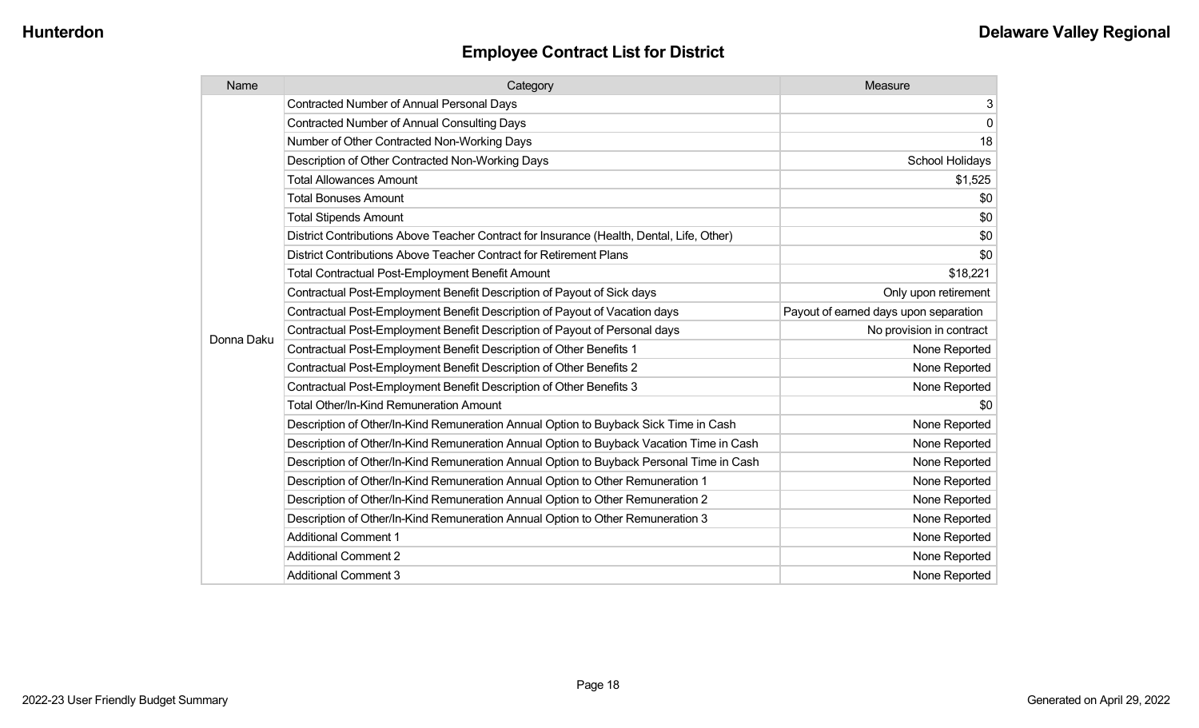## Employee Contract List for District

| Name | Category | Measure |
|---|---|---|
| Donna Daku | Contracted Number of Annual Personal Days | 3 |
| | Contracted Number of Annual Consulting Days | 0 |
| | Number of Other Contracted Non-Working Days | 18 |
| | Description of Other Contracted Non-Working Days | School Holidays |
| | Total Allowances Amount | $1,525 |
| | Total Bonuses Amount | $0 |
| | Total Stipends Amount | $0 |
| | District Contributions Above Teacher Contract for Insurance (Health, Dental, Life, Other) | $0 |
| | District Contributions Above Teacher Contract for Retirement Plans | $0 |
| | Total Contractual Post-Employment Benefit Amount | $18,221 |
| | Contractual Post-Employment Benefit Description of Payout of Sick days | Only upon retirement |
| | Contractual Post-Employment Benefit Description of Payout of Vacation days | Payout of earned days upon separation |
| | Contractual Post-Employment Benefit Description of Payout of Personal days | No provision in contract |
| | Contractual Post-Employment Benefit Description of Other Benefits 1 | None Reported |
| | Contractual Post-Employment Benefit Description of Other Benefits 2 | None Reported |
| | Contractual Post-Employment Benefit Description of Other Benefits 3 | None Reported |
| | Total Other/In-Kind Remuneration Amount | $0 |
| | Description of Other/In-Kind Remuneration Annual Option to Buyback Sick Time in Cash | None Reported |
| | Description of Other/In-Kind Remuneration Annual Option to Buyback Vacation Time in Cash | None Reported |
| | Description of Other/In-Kind Remuneration Annual Option to Buyback Personal Time in Cash | None Reported |
| | Description of Other/In-Kind Remuneration Annual Option to Other Remuneration 1 | None Reported |
| | Description of Other/In-Kind Remuneration Annual Option to Other Remuneration 2 | None Reported |
| | Description of Other/In-Kind Remuneration Annual Option to Other Remuneration 3 | None Reported |
| | Additional Comment 1 | None Reported |
| | Additional Comment 2 | None Reported |
| | Additional Comment 3 | None Reported |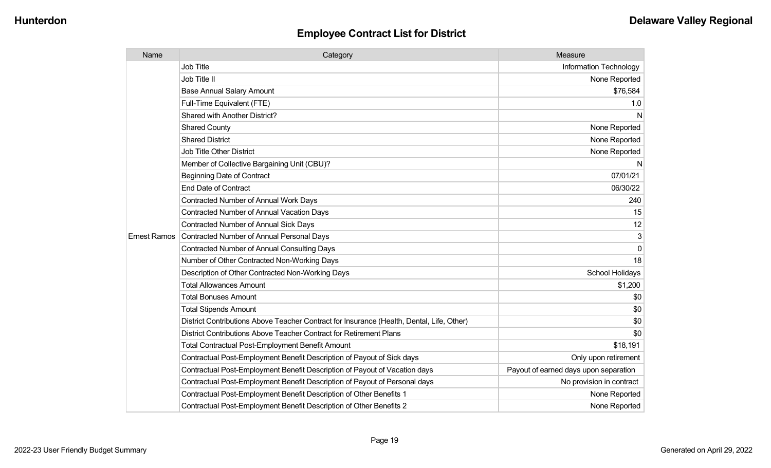## Employee Contract List for District

| Name | Category | Measure |
|---|---|---|
| Ernest Ramos | Job Title | Information Technology |
| | Job Title II | None Reported |
| | Base Annual Salary Amount | $76,584 |
| | Full-Time Equivalent (FTE) | 1.0 |
| | Shared with Another District? | N |
| | Shared County | None Reported |
| | Shared District | None Reported |
| | Job Title Other District | None Reported |
| | Member of Collective Bargaining Unit (CBU)? | N |
| | Beginning Date of Contract | 07/01/21 |
| | End Date of Contract | 06/30/22 |
| | Contracted Number of Annual Work Days | 240 |
| | Contracted Number of Annual Vacation Days | 15 |
| | Contracted Number of Annual Sick Days | 12 |
| | Contracted Number of Annual Personal Days | 3 |
| | Contracted Number of Annual Consulting Days | 0 |
| | Number of Other Contracted Non-Working Days | 18 |
| | Description of Other Contracted Non-Working Days | School Holidays |
| | Total Allowances Amount | $1,200 |
| | Total Bonuses Amount | $0 |
| | Total Stipends Amount | $0 |
| | District Contributions Above Teacher Contract for Insurance (Health, Dental, Life, Other) | $0 |
| | District Contributions Above Teacher Contract for Retirement Plans | $0 |
| | Total Contractual Post-Employment Benefit Amount | $18,191 |
| | Contractual Post-Employment Benefit Description of Payout of Sick days | Only upon retirement |
| | Contractual Post-Employment Benefit Description of Payout of Vacation days | Payout of earned days upon separation |
| | Contractual Post-Employment Benefit Description of Payout of Personal days | No provision in contract |
| | Contractual Post-Employment Benefit Description of Other Benefits 1 | None Reported |
| | Contractual Post-Employment Benefit Description of Other Benefits 2 | None Reported |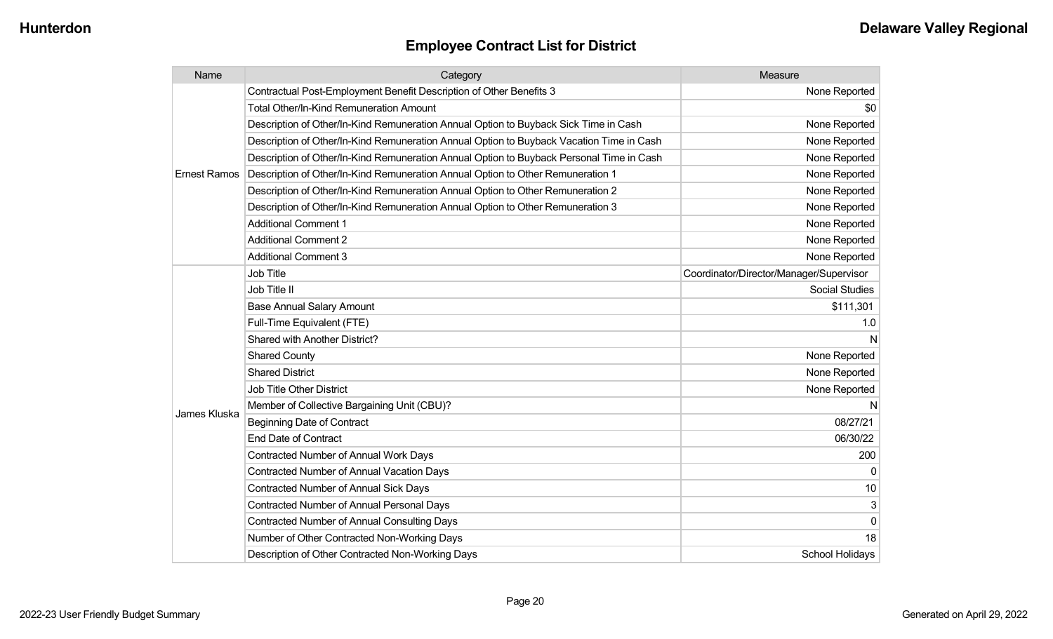## Employee Contract List for District

| Name | Category | Measure |
|---|---|---|
| Ernest Ramos | Contractual Post-Employment Benefit Description of Other Benefits 3 | None Reported |
| | Total Other/In-Kind Remuneration Amount | $0 |
| | Description of Other/In-Kind Remuneration Annual Option to Buyback Sick Time in Cash | None Reported |
| | Description of Other/In-Kind Remuneration Annual Option to Buyback Vacation Time in Cash | None Reported |
| | Description of Other/In-Kind Remuneration Annual Option to Buyback Personal Time in Cash | None Reported |
| | Description of Other/In-Kind Remuneration Annual Option to Other Remuneration 1 | None Reported |
| | Description of Other/In-Kind Remuneration Annual Option to Other Remuneration 2 | None Reported |
| | Description of Other/In-Kind Remuneration Annual Option to Other Remuneration 3 | None Reported |
| | Additional Comment 1 | None Reported |
| | Additional Comment 2 | None Reported |
| | Additional Comment 3 | None Reported |
| James Kluska | Job Title | Coordinator/Director/Manager/Supervisor |
| | Job Title II | Social Studies |
| | Base Annual Salary Amount | $111,301 |
| | Full-Time Equivalent (FTE) | 1.0 |
| | Shared with Another District? | N |
| | Shared County | None Reported |
| | Shared District | None Reported |
| | Job Title Other District | None Reported |
| | Member of Collective Bargaining Unit (CBU)? | N |
| | Beginning Date of Contract | 08/27/21 |
| | End Date of Contract | 06/30/22 |
| | Contracted Number of Annual Work Days | 200 |
| | Contracted Number of Annual Vacation Days | 0 |
| | Contracted Number of Annual Sick Days | 10 |
| | Contracted Number of Annual Personal Days | 3 |
| | Contracted Number of Annual Consulting Days | 0 |
| | Number of Other Contracted Non-Working Days | 18 |
| | Description of Other Contracted Non-Working Days | School Holidays |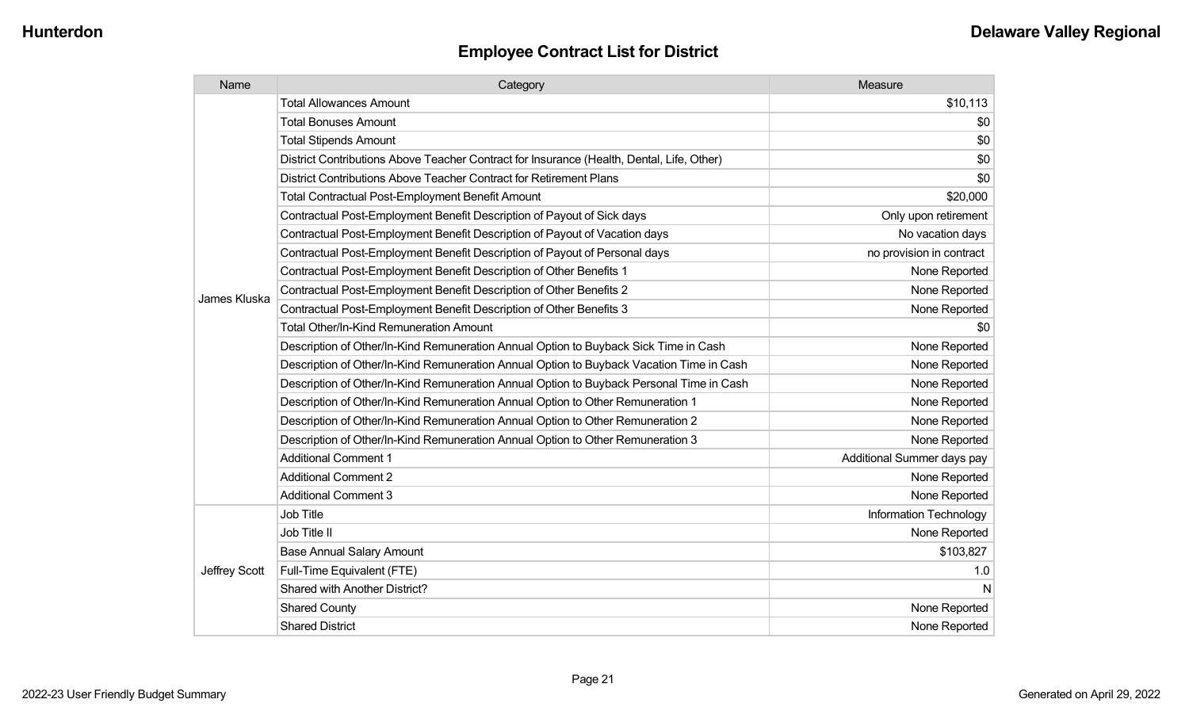## Employee Contract List for District

| Name | Category | Measure |
|---|---|---|
| James Kluska | Total Allowances Amount | $10,113 |
| | Total Bonuses Amount | $0 |
| | Total Stipends Amount | $0 |
| | District Contributions Above Teacher Contract for Insurance (Health, Dental, Life, Other) | $0 |
| | District Contributions Above Teacher Contract for Retirement Plans | $0 |
| | Total Contractual Post-Employment Benefit Amount | $20,000 |
| | Contractual Post-Employment Benefit Description of Payout of Sick days | Only upon retirement |
| | Contractual Post-Employment Benefit Description of Payout of Vacation days | No vacation days |
| | Contractual Post-Employment Benefit Description of Payout of Personal days | no provision in contract |
| | Contractual Post-Employment Benefit Description of Other Benefits 1 | None Reported |
| | Contractual Post-Employment Benefit Description of Other Benefits 2 | None Reported |
| | Contractual Post-Employment Benefit Description of Other Benefits 3 | None Reported |
| | Total Other/In-Kind Remuneration Amount | $0 |
| | Description of Other/In-Kind Remuneration Annual Option to Buyback Sick Time in Cash | None Reported |
| | Description of Other/In-Kind Remuneration Annual Option to Buyback Vacation Time in Cash | None Reported |
| | Description of Other/In-Kind Remuneration Annual Option to Buyback Personal Time in Cash | None Reported |
| | Description of Other/In-Kind Remuneration Annual Option to Other Remuneration 1 | None Reported |
| | Description of Other/In-Kind Remuneration Annual Option to Other Remuneration 2 | None Reported |
| | Description of Other/In-Kind Remuneration Annual Option to Other Remuneration 3 | None Reported |
| | Additional Comment 1 | Additional Summer days pay |
| | Additional Comment 2 | None Reported |
| | Additional Comment 3 | None Reported |
| Jeffrey Scott | Job Title | Information Technology |
| | Job Title II | None Reported |
| | Base Annual Salary Amount | $103,827 |
| | Full-Time Equivalent (FTE) | 1.0 |
| | Shared with Another District? | N |
| | Shared County | None Reported |
| | Shared District | None Reported |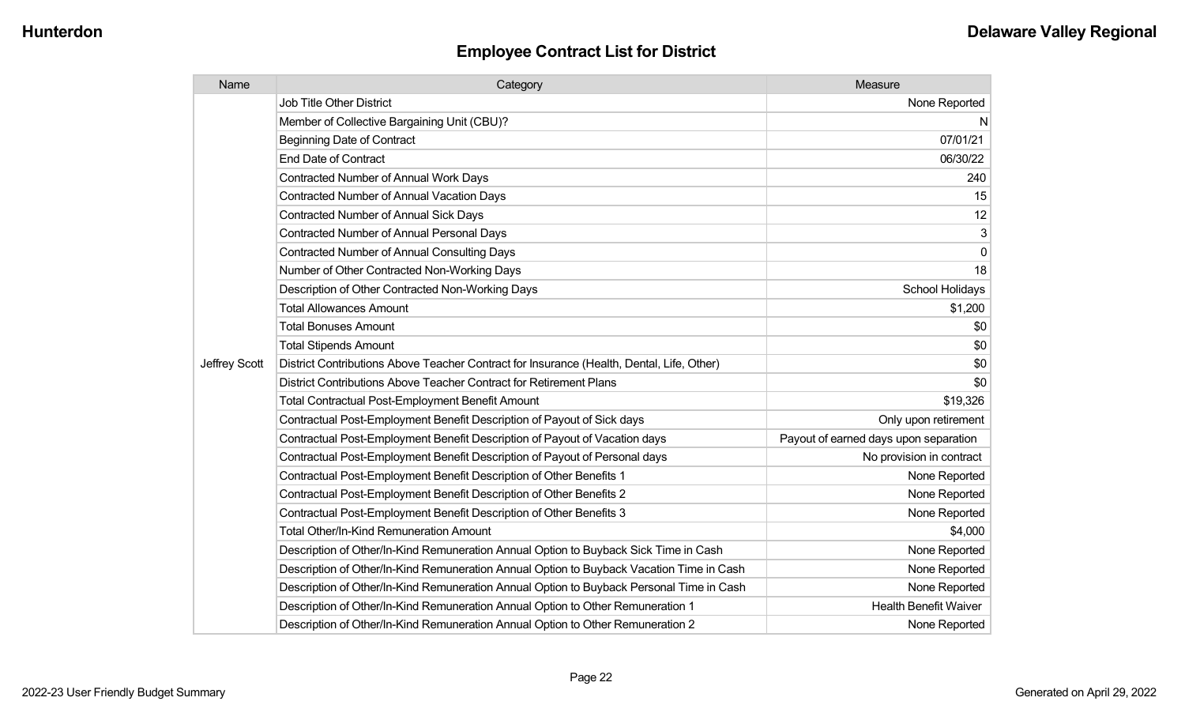# Employee Contract List for District

| Name | Category | Measure |
|---|---|---|
| Jeffrey Scott | Job Title Other District | None Reported |
| | Member of Collective Bargaining Unit (CBU)? | N |
| | Beginning Date of Contract | 07/01/21 |
| | End Date of Contract | 06/30/22 |
| | Contracted Number of Annual Work Days | 240 |
| | Contracted Number of Annual Vacation Days | 15 |
| | Contracted Number of Annual Sick Days | 12 |
| | Contracted Number of Annual Personal Days | 3 |
| | Contracted Number of Annual Consulting Days | 0 |
| | Number of Other Contracted Non-Working Days | 18 |
| | Description of Other Contracted Non-Working Days | School Holidays |
| | Total Allowances Amount | $1,200 |
| | Total Bonuses Amount | $0 |
| | Total Stipends Amount | $0 |
| | District Contributions Above Teacher Contract for Insurance (Health, Dental, Life, Other) | $0 |
| | District Contributions Above Teacher Contract for Retirement Plans | $0 |
| | Total Contractual Post-Employment Benefit Amount | $19,326 |
| | Contractual Post-Employment Benefit Description of Payout of Sick days | Only upon retirement |
| | Contractual Post-Employment Benefit Description of Payout of Vacation days | Payout of earned days upon separation |
| | Contractual Post-Employment Benefit Description of Payout of Personal days | No provision in contract |
| | Contractual Post-Employment Benefit Description of Other Benefits 1 | None Reported |
| | Contractual Post-Employment Benefit Description of Other Benefits 2 | None Reported |
| | Contractual Post-Employment Benefit Description of Other Benefits 3 | None Reported |
| | Total Other/In-Kind Remuneration Amount | $4,000 |
| | Description of Other/In-Kind Remuneration Annual Option to Buyback Sick Time in Cash | None Reported |
| | Description of Other/In-Kind Remuneration Annual Option to Buyback Vacation Time in Cash | None Reported |
| | Description of Other/In-Kind Remuneration Annual Option to Buyback Personal Time in Cash | None Reported |
| | Description of Other/In-Kind Remuneration Annual Option to Other Remuneration 1 | Health Benefit Waiver |
| | Description of Other/In-Kind Remuneration Annual Option to Other Remuneration 2 | None Reported |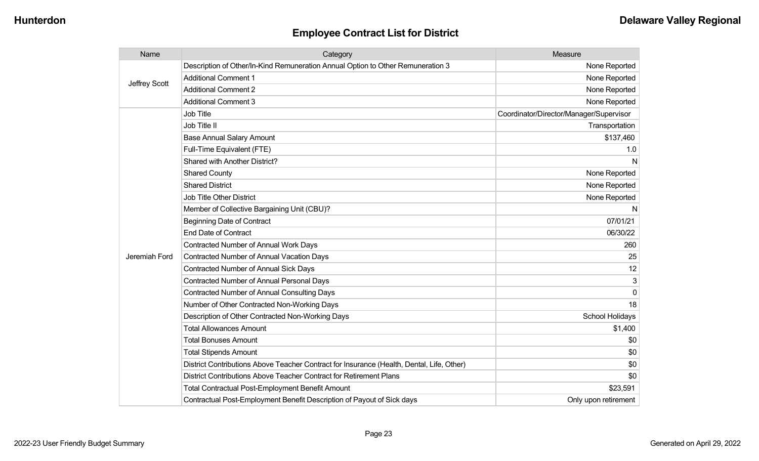## Employee Contract List for District

| Name | Category | Measure |
| --- | --- | --- |
| Jeffrey Scott | Description of Other/In-Kind Remuneration Annual Option to Other Remuneration 3 | None Reported |
| | Additional Comment 1 | None Reported |
| | Additional Comment 2 | None Reported |
| | Additional Comment 3 | None Reported |
| Jeremiah Ford | Job Title | Coordinator/Director/Manager/Supervisor |
| | Job Title II | Transportation |
| | Base Annual Salary Amount | $137,460 |
| | Full-Time Equivalent (FTE) | 1.0 |
| | Shared with Another District? | N |
| | Shared County | None Reported |
| | Shared District | None Reported |
| | Job Title Other District | None Reported |
| | Member of Collective Bargaining Unit (CBU)? | N |
| | Beginning Date of Contract | 07/01/21 |
| | End Date of Contract | 06/30/22 |
| | Contracted Number of Annual Work Days | 260 |
| | Contracted Number of Annual Vacation Days | 25 |
| | Contracted Number of Annual Sick Days | 12 |
| | Contracted Number of Annual Personal Days | 3 |
| | Contracted Number of Annual Consulting Days | 0 |
| | Number of Other Contracted Non-Working Days | 18 |
| | Description of Other Contracted Non-Working Days | School Holidays |
| | Total Allowances Amount | $1,400 |
| | Total Bonuses Amount | $0 |
| | Total Stipends Amount | $0 |
| | District Contributions Above Teacher Contract for Insurance (Health, Dental, Life, Other) | $0 |
| | District Contributions Above Teacher Contract for Retirement Plans | $0 |
| | Total Contractual Post-Employment Benefit Amount | $23,591 |
| | Contractual Post-Employment Benefit Description of Payout of Sick days | Only upon retirement |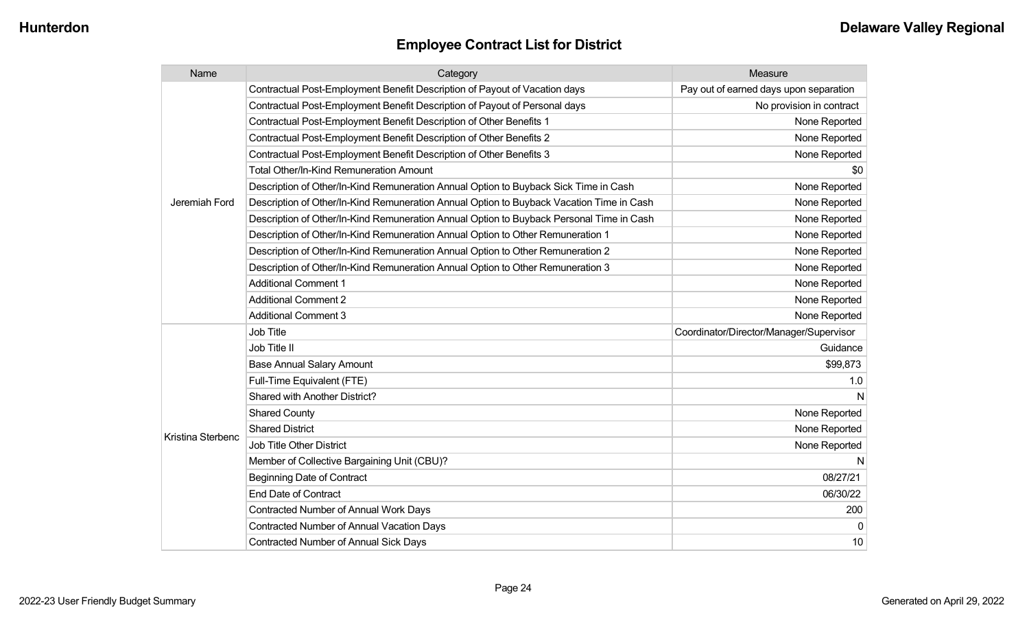## Employee Contract List for District

| Name | Category | Measure |
|---|---|---|
| Jeremiah Ford | Contractual Post-Employment Benefit Description of Payout of Vacation days | Pay out of earned days upon separation |
| | Contractual Post-Employment Benefit Description of Payout of Personal days | No provision in contract |
| | Contractual Post-Employment Benefit Description of Other Benefits 1 | None Reported |
| | Contractual Post-Employment Benefit Description of Other Benefits 2 | None Reported |
| | Contractual Post-Employment Benefit Description of Other Benefits 3 | None Reported |
| | Total Other/In-Kind Remuneration Amount | $0 |
| | Description of Other/In-Kind Remuneration Annual Option to Buyback Sick Time in Cash | None Reported |
| | Description of Other/In-Kind Remuneration Annual Option to Buyback Vacation Time in Cash | None Reported |
| | Description of Other/In-Kind Remuneration Annual Option to Buyback Personal Time in Cash | None Reported |
| | Description of Other/In-Kind Remuneration Annual Option to Other Remuneration 1 | None Reported |
| | Description of Other/In-Kind Remuneration Annual Option to Other Remuneration 2 | None Reported |
| | Description of Other/In-Kind Remuneration Annual Option to Other Remuneration 3 | None Reported |
| | Additional Comment 1 | None Reported |
| | Additional Comment 2 | None Reported |
| | Additional Comment 3 | None Reported |
| Kristina Sterbenc | Job Title | Coordinator/Director/Manager/Supervisor |
| | Job Title II | Guidance |
| | Base Annual Salary Amount | $99,873 |
| | Full-Time Equivalent (FTE) | 1.0 |
| | Shared with Another District? | N |
| | Shared County | None Reported |
| | Shared District | None Reported |
| | Job Title Other District | None Reported |
| | Member of Collective Bargaining Unit (CBU)? | N |
| | Beginning Date of Contract | 08/27/21 |
| | End Date of Contract | 06/30/22 |
| | Contracted Number of Annual Work Days | 200 |
| | Contracted Number of Annual Vacation Days | 0 |
| | Contracted Number of Annual Sick Days | 10 |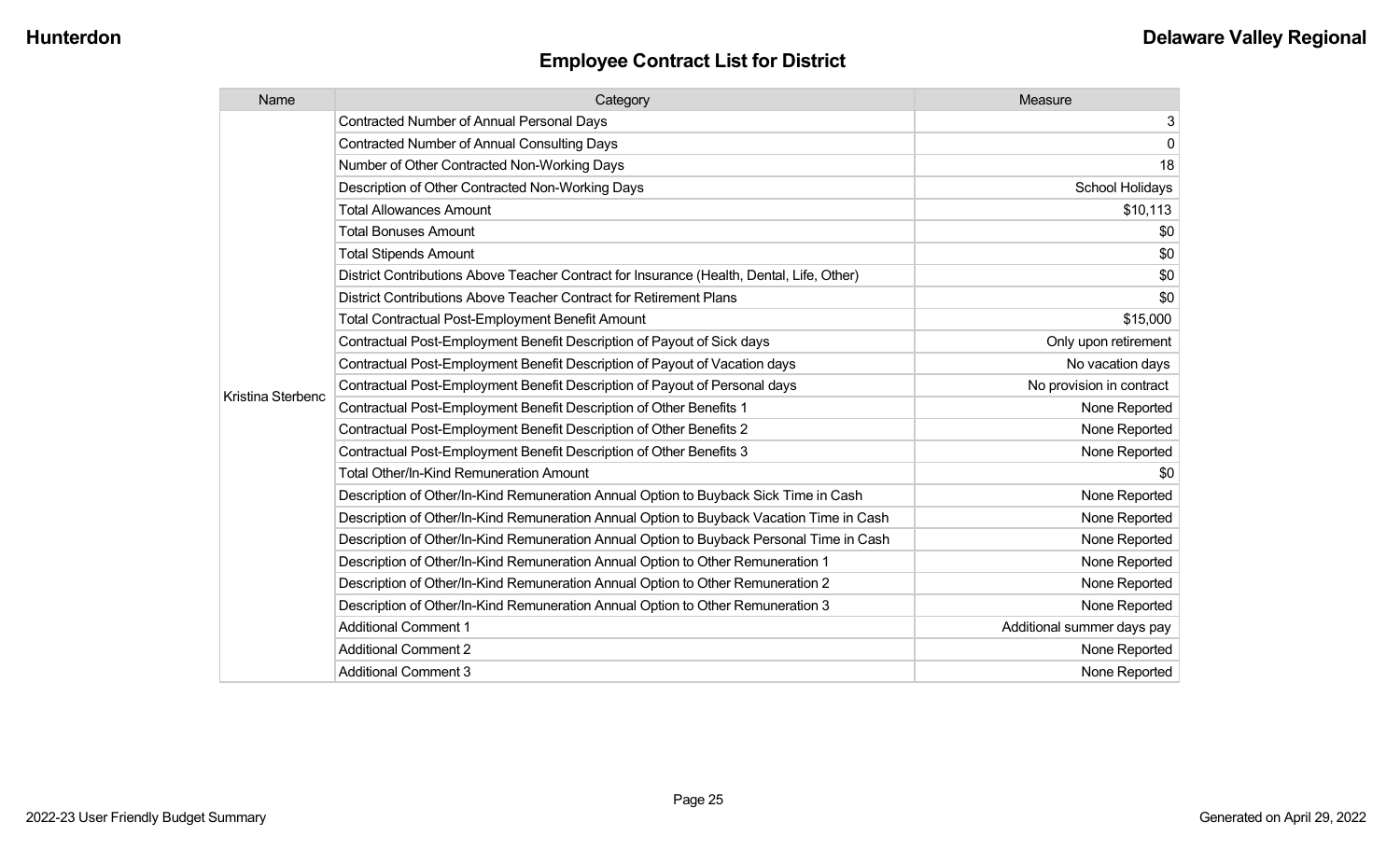## Employee Contract List for District

| Name | Category | Measure |
|---|---|---|
| Kristina Sterbenc | Contracted Number of Annual Personal Days | 3 |
| | Contracted Number of Annual Consulting Days | 0 |
| | Number of Other Contracted Non-Working Days | 18 |
| | Description of Other Contracted Non-Working Days | School Holidays |
| | Total Allowances Amount | $10,113 |
| | Total Bonuses Amount | $0 |
| | Total Stipends Amount | $0 |
| | District Contributions Above Teacher Contract for Insurance (Health, Dental, Life, Other) | $0 |
| | District Contributions Above Teacher Contract for Retirement Plans | $0 |
| | Total Contractual Post-Employment Benefit Amount | $15,000 |
| | Contractual Post-Employment Benefit Description of Payout of Sick days | Only upon retirement |
| | Contractual Post-Employment Benefit Description of Payout of Vacation days | No vacation days |
| | Contractual Post-Employment Benefit Description of Payout of Personal days | No provision in contract |
| | Contractual Post-Employment Benefit Description of Other Benefits 1 | None Reported |
| | Contractual Post-Employment Benefit Description of Other Benefits 2 | None Reported |
| | Contractual Post-Employment Benefit Description of Other Benefits 3 | None Reported |
| | Total Other/In-Kind Remuneration Amount | $0 |
| | Description of Other/In-Kind Remuneration Annual Option to Buyback Sick Time in Cash | None Reported |
| | Description of Other/In-Kind Remuneration Annual Option to Buyback Vacation Time in Cash | None Reported |
| | Description of Other/In-Kind Remuneration Annual Option to Buyback Personal Time in Cash | None Reported |
| | Description of Other/In-Kind Remuneration Annual Option to Other Remuneration 1 | None Reported |
| | Description of Other/In-Kind Remuneration Annual Option to Other Remuneration 2 | None Reported |
| | Description of Other/In-Kind Remuneration Annual Option to Other Remuneration 3 | None Reported |
| | Additional Comment 1 | Additional summer days pay |
| | Additional Comment 2 | None Reported |
| | Additional Comment 3 | None Reported |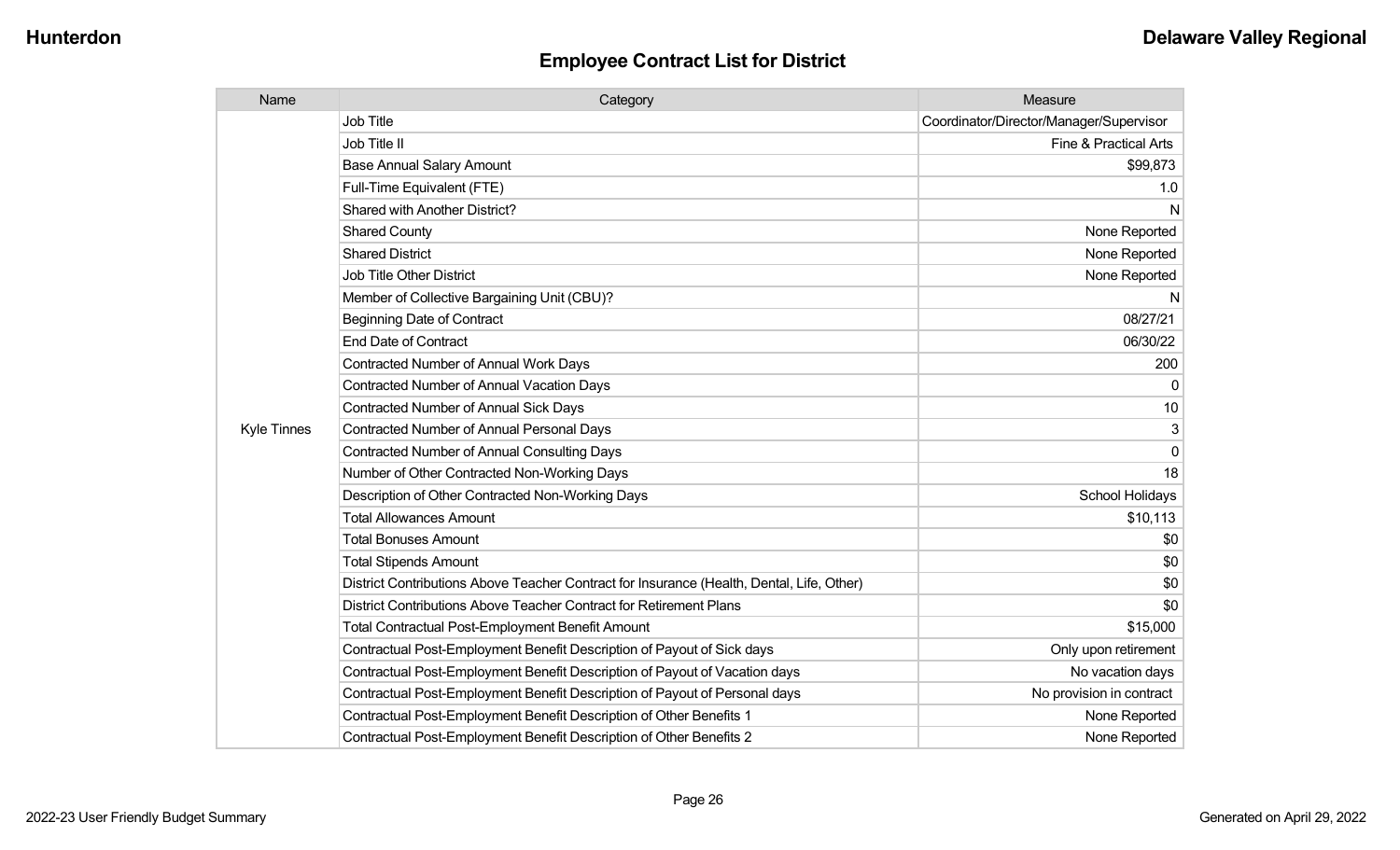## Employee Contract List for District

| Name | Category | Measure |
|---|---|---|
| Kyle Tinnes | Job Title | Coordinator/Director/Manager/Supervisor |
| | Job Title II | Fine & Practical Arts |
| | Base Annual Salary Amount | $99,873 |
| | Full-Time Equivalent (FTE) | 1.0 |
| | Shared with Another District? | N |
| | Shared County | None Reported |
| | Shared District | None Reported |
| | Job Title Other District | None Reported |
| | Member of Collective Bargaining Unit (CBU)? | N |
| | Beginning Date of Contract | 08/27/21 |
| | End Date of Contract | 06/30/22 |
| | Contracted Number of Annual Work Days | 200 |
| | Contracted Number of Annual Vacation Days | 0 |
| | Contracted Number of Annual Sick Days | 10 |
| | Contracted Number of Annual Personal Days | 3 |
| | Contracted Number of Annual Consulting Days | 0 |
| | Number of Other Contracted Non-Working Days | 18 |
| | Description of Other Contracted Non-Working Days | School Holidays |
| | Total Allowances Amount | $10,113 |
| | Total Bonuses Amount | $0 |
| | Total Stipends Amount | $0 |
| | District Contributions Above Teacher Contract for Insurance (Health, Dental, Life, Other) | $0 |
| | District Contributions Above Teacher Contract for Retirement Plans | $0 |
| | Total Contractual Post-Employment Benefit Amount | $15,000 |
| | Contractual Post-Employment Benefit Description of Payout of Sick days | Only upon retirement |
| | Contractual Post-Employment Benefit Description of Payout of Vacation days | No vacation days |
| | Contractual Post-Employment Benefit Description of Payout of Personal days | No provision in contract |
| | Contractual Post-Employment Benefit Description of Other Benefits 1 | None Reported |
| | Contractual Post-Employment Benefit Description of Other Benefits 2 | None Reported |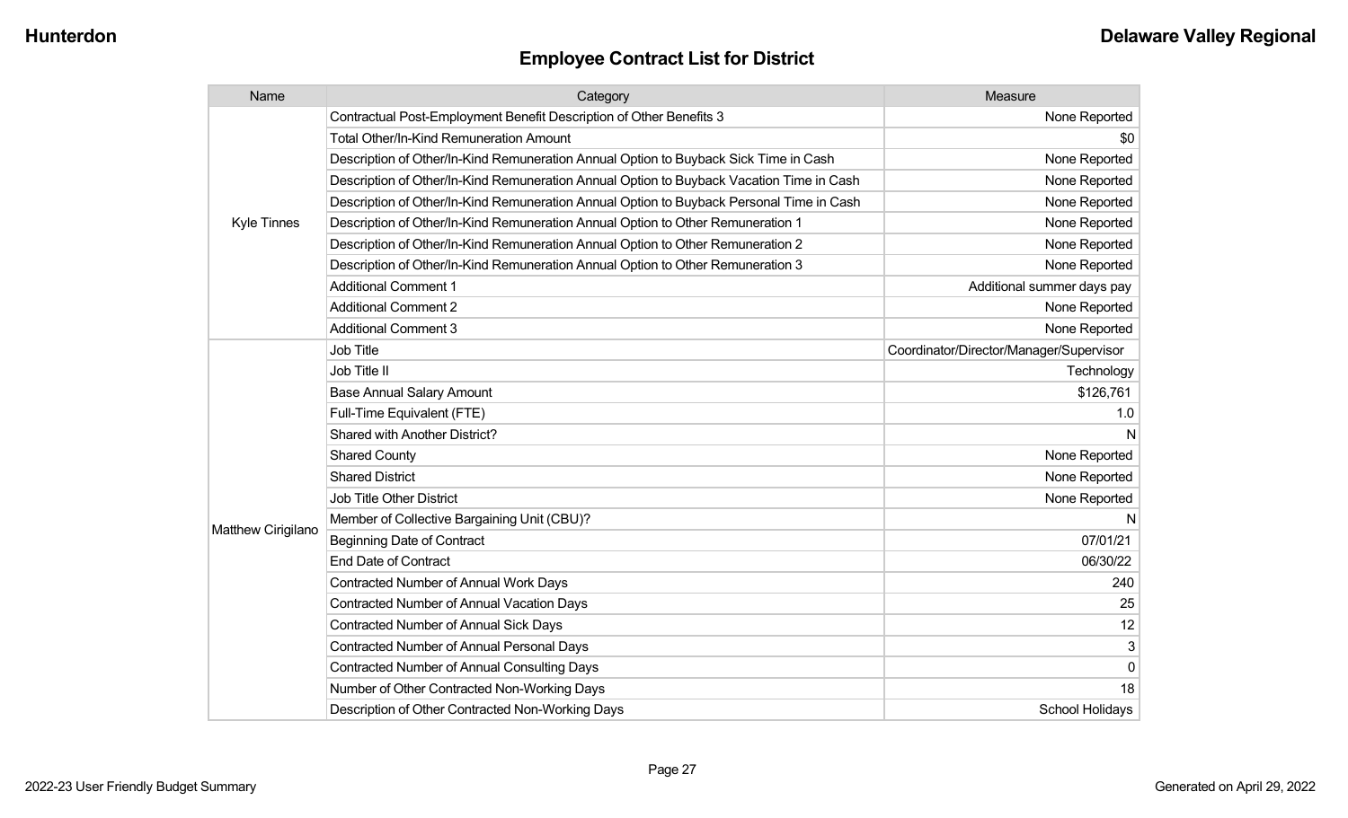## Employee Contract List for District

| Name | Category | Measure |
|---|---|---|
| Kyle Tinnes | Contractual Post-Employment Benefit Description of Other Benefits 3 | None Reported |
| | Total Other/In-Kind Remuneration Amount | $0 |
| | Description of Other/In-Kind Remuneration Annual Option to Buyback Sick Time in Cash | None Reported |
| | Description of Other/In-Kind Remuneration Annual Option to Buyback Vacation Time in Cash | None Reported |
| | Description of Other/In-Kind Remuneration Annual Option to Buyback Personal Time in Cash | None Reported |
| | Description of Other/In-Kind Remuneration Annual Option to Other Remuneration 1 | None Reported |
| | Description of Other/In-Kind Remuneration Annual Option to Other Remuneration 2 | None Reported |
| | Description of Other/In-Kind Remuneration Annual Option to Other Remuneration 3 | None Reported |
| | Additional Comment 1 | Additional summer days pay |
| | Additional Comment 2 | None Reported |
| | Additional Comment 3 | None Reported |
| Matthew Cirigilano | Job Title | Coordinator/Director/Manager/Supervisor |
| | Job Title II | Technology |
| | Base Annual Salary Amount | $126,761 |
| | Full-Time Equivalent (FTE) | 1.0 |
| | Shared with Another District? | N |
| | Shared County | None Reported |
| | Shared District | None Reported |
| | Job Title Other District | None Reported |
| | Member of Collective Bargaining Unit (CBU)? | N |
| | Beginning Date of Contract | 07/01/21 |
| | End Date of Contract | 06/30/22 |
| | Contracted Number of Annual Work Days | 240 |
| | Contracted Number of Annual Vacation Days | 25 |
| | Contracted Number of Annual Sick Days | 12 |
| | Contracted Number of Annual Personal Days | 3 |
| | Contracted Number of Annual Consulting Days | 0 |
| | Number of Other Contracted Non-Working Days | 18 |
| | Description of Other Contracted Non-Working Days | School Holidays |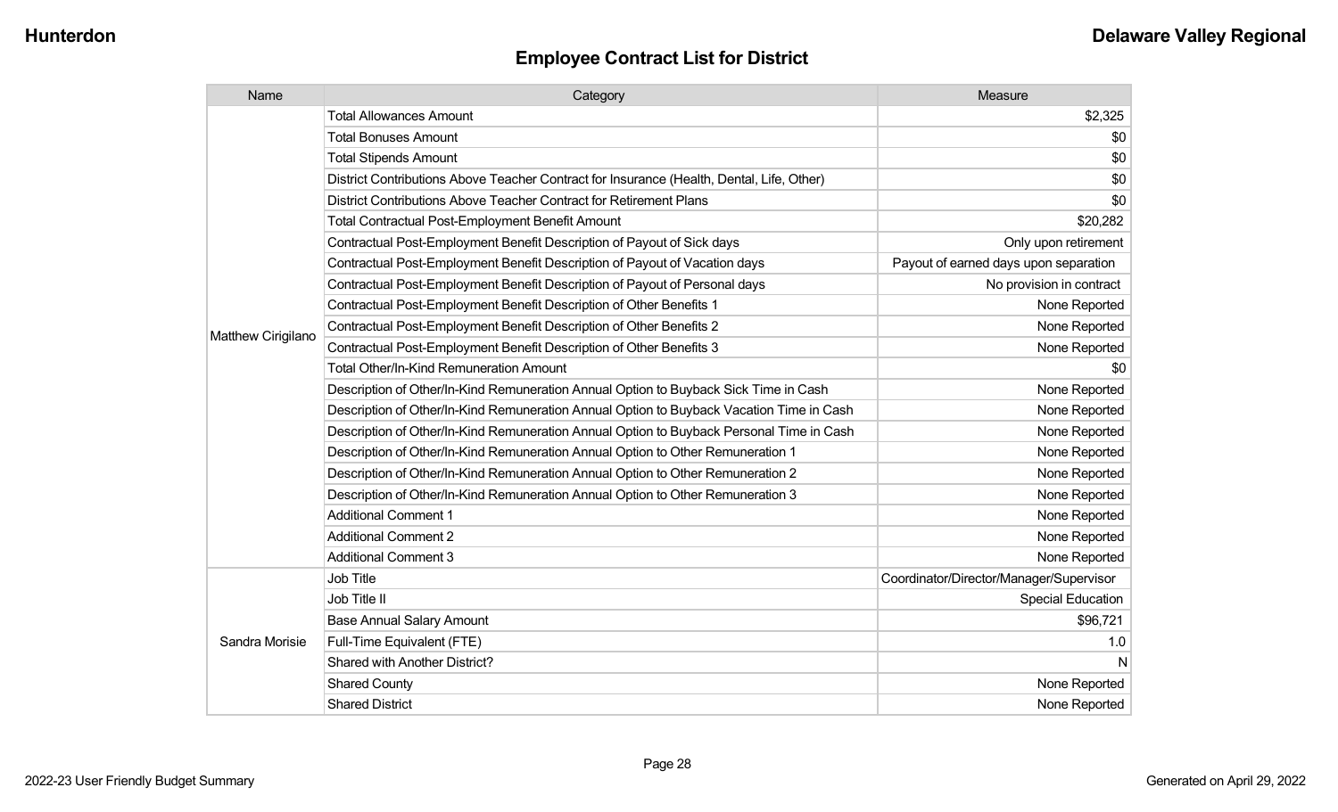## Employee Contract List for District

| Name | Category | Measure |
|---|---|---|
| Matthew Cirigilano | Total Allowances Amount | $2,325 |
| | Total Bonuses Amount | $0 |
| | Total Stipends Amount | $0 |
| | District Contributions Above Teacher Contract for Insurance (Health, Dental, Life, Other) | $0 |
| | District Contributions Above Teacher Contract for Retirement Plans | $0 |
| | Total Contractual Post-Employment Benefit Amount | $20,282 |
| | Contractual Post-Employment Benefit Description of Payout of Sick days | Only upon retirement |
| | Contractual Post-Employment Benefit Description of Payout of Vacation days | Payout of earned days upon separation |
| | Contractual Post-Employment Benefit Description of Payout of Personal days | No provision in contract |
| | Contractual Post-Employment Benefit Description of Other Benefits 1 | None Reported |
| | Contractual Post-Employment Benefit Description of Other Benefits 2 | None Reported |
| | Contractual Post-Employment Benefit Description of Other Benefits 3 | None Reported |
| | Total Other/In-Kind Remuneration Amount | $0 |
| | Description of Other/In-Kind Remuneration Annual Option to Buyback Sick Time in Cash | None Reported |
| | Description of Other/In-Kind Remuneration Annual Option to Buyback Vacation Time in Cash | None Reported |
| | Description of Other/In-Kind Remuneration Annual Option to Buyback Personal Time in Cash | None Reported |
| | Description of Other/In-Kind Remuneration Annual Option to Other Remuneration 1 | None Reported |
| | Description of Other/In-Kind Remuneration Annual Option to Other Remuneration 2 | None Reported |
| | Description of Other/In-Kind Remuneration Annual Option to Other Remuneration 3 | None Reported |
| | Additional Comment 1 | None Reported |
| | Additional Comment 2 | None Reported |
| | Additional Comment 3 | None Reported |
| Sandra Morisie | Job Title | Coordinator/Director/Manager/Supervisor |
| | Job Title II | Special Education |
| | Base Annual Salary Amount | $96,721 |
| | Full-Time Equivalent (FTE) | 1.0 |
| | Shared with Another District? | N |
| | Shared County | None Reported |
| | Shared District | None Reported |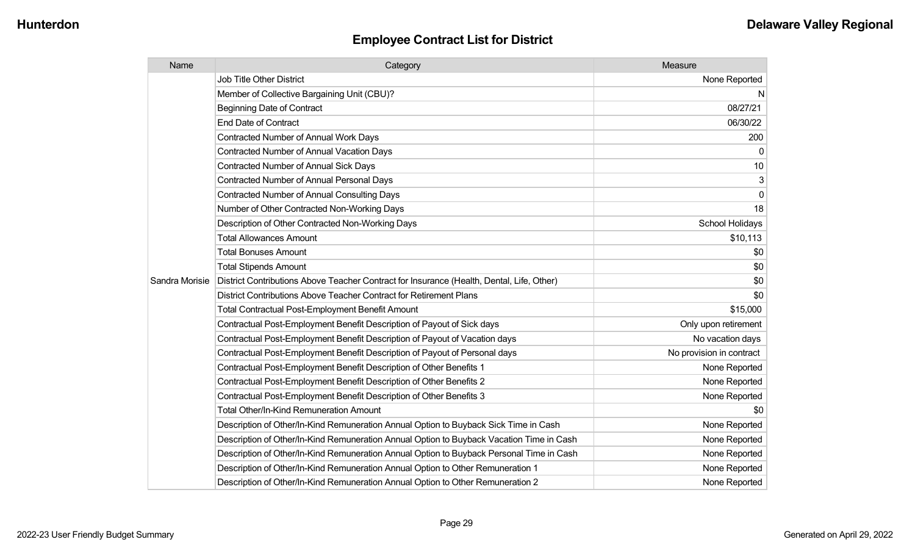## Employee Contract List for District

| Name | Category | Measure |
|---|---|---|
| Sandra Morisie | Job Title Other District | None Reported |
| | Member of Collective Bargaining Unit (CBU)? | N |
| | Beginning Date of Contract | 08/27/21 |
| | End Date of Contract | 06/30/22 |
| | Contracted Number of Annual Work Days | 200 |
| | Contracted Number of Annual Vacation Days | 0 |
| | Contracted Number of Annual Sick Days | 10 |
| | Contracted Number of Annual Personal Days | 3 |
| | Contracted Number of Annual Consulting Days | 0 |
| | Number of Other Contracted Non-Working Days | 18 |
| | Description of Other Contracted Non-Working Days | School Holidays |
| | Total Allowances Amount | $10,113 |
| | Total Bonuses Amount | $0 |
| | Total Stipends Amount | $0 |
| | District Contributions Above Teacher Contract for Insurance (Health, Dental, Life, Other) | $0 |
| | District Contributions Above Teacher Contract for Retirement Plans | $0 |
| | Total Contractual Post-Employment Benefit Amount | $15,000 |
| | Contractual Post-Employment Benefit Description of Payout of Sick days | Only upon retirement |
| | Contractual Post-Employment Benefit Description of Payout of Vacation days | No vacation days |
| | Contractual Post-Employment Benefit Description of Payout of Personal days | No provision in contract |
| | Contractual Post-Employment Benefit Description of Other Benefits 1 | None Reported |
| | Contractual Post-Employment Benefit Description of Other Benefits 2 | None Reported |
| | Contractual Post-Employment Benefit Description of Other Benefits 3 | None Reported |
| | Total Other/In-Kind Remuneration Amount | $0 |
| | Description of Other/In-Kind Remuneration Annual Option to Buyback Sick Time in Cash | None Reported |
| | Description of Other/In-Kind Remuneration Annual Option to Buyback Vacation Time in Cash | None Reported |
| | Description of Other/In-Kind Remuneration Annual Option to Buyback Personal Time in Cash | None Reported |
| | Description of Other/In-Kind Remuneration Annual Option to Other Remuneration 1 | None Reported |
| | Description of Other/In-Kind Remuneration Annual Option to Other Remuneration 2 | None Reported |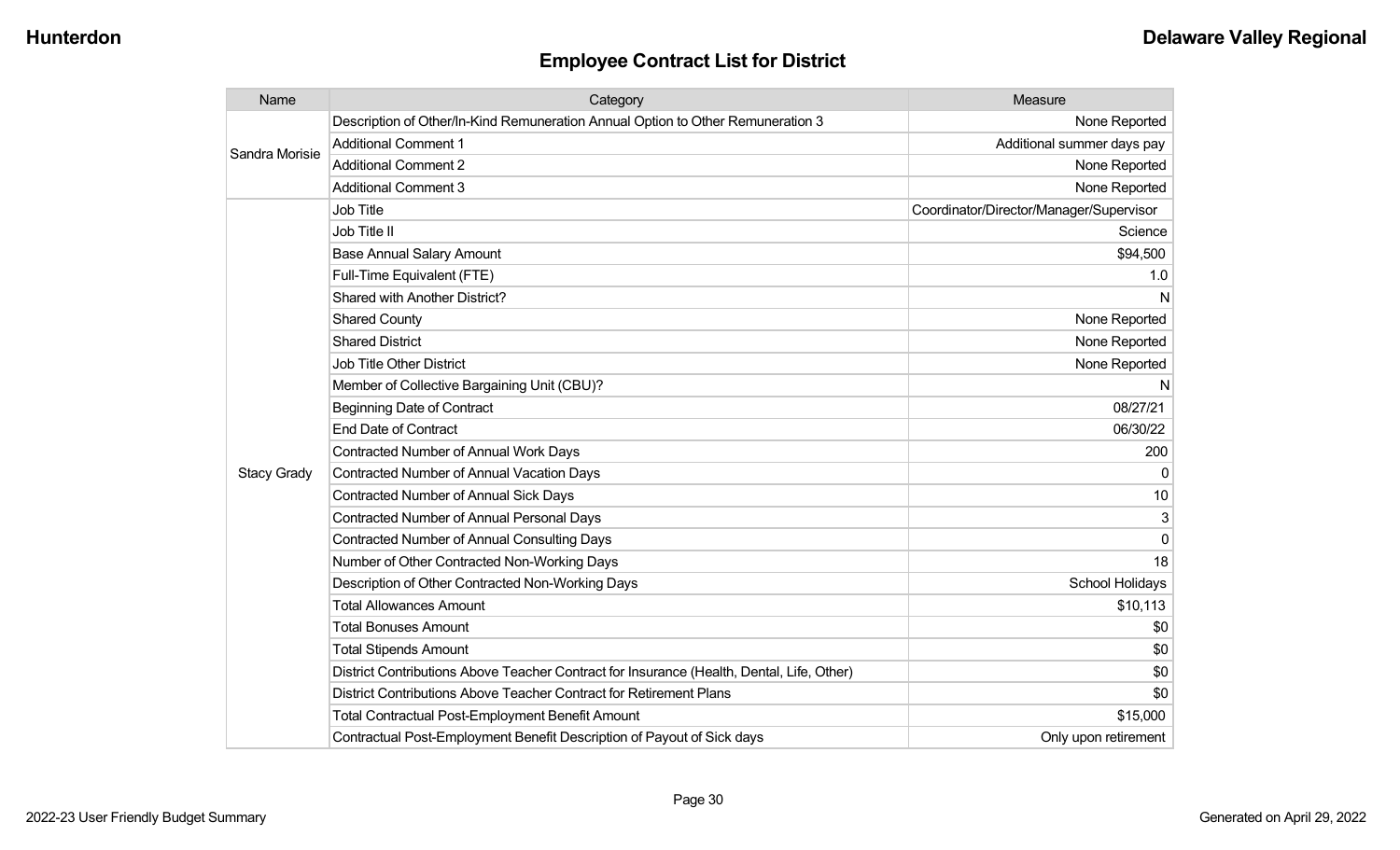## Employee Contract List for District

| Name | Category | Measure |
|---|---|---|
| Sandra Morisie | Description of Other/In-Kind Remuneration Annual Option to Other Remuneration 3 | None Reported |
| | Additional Comment 1 | Additional summer days pay |
| | Additional Comment 2 | None Reported |
| | Additional Comment 3 | None Reported |
| Stacy Grady | Job Title | Coordinator/Director/Manager/Supervisor |
| | Job Title II | Science |
| | Base Annual Salary Amount | $94,500 |
| | Full-Time Equivalent (FTE) | 1.0 |
| | Shared with Another District? | N |
| | Shared County | None Reported |
| | Shared District | None Reported |
| | Job Title Other District | None Reported |
| | Member of Collective Bargaining Unit (CBU)? | N |
| | Beginning Date of Contract | 08/27/21 |
| | End Date of Contract | 06/30/22 |
| | Contracted Number of Annual Work Days | 200 |
| | Contracted Number of Annual Vacation Days | 0 |
| | Contracted Number of Annual Sick Days | 10 |
| | Contracted Number of Annual Personal Days | 3 |
| | Contracted Number of Annual Consulting Days | 0 |
| | Number of Other Contracted Non-Working Days | 18 |
| | Description of Other Contracted Non-Working Days | School Holidays |
| | Total Allowances Amount | $10,113 |
| | Total Bonuses Amount | $0 |
| | Total Stipends Amount | $0 |
| | District Contributions Above Teacher Contract for Insurance (Health, Dental, Life, Other) | $0 |
| | District Contributions Above Teacher Contract for Retirement Plans | $0 |
| | Total Contractual Post-Employment Benefit Amount | $15,000 |
| | Contractual Post-Employment Benefit Description of Payout of Sick days | Only upon retirement |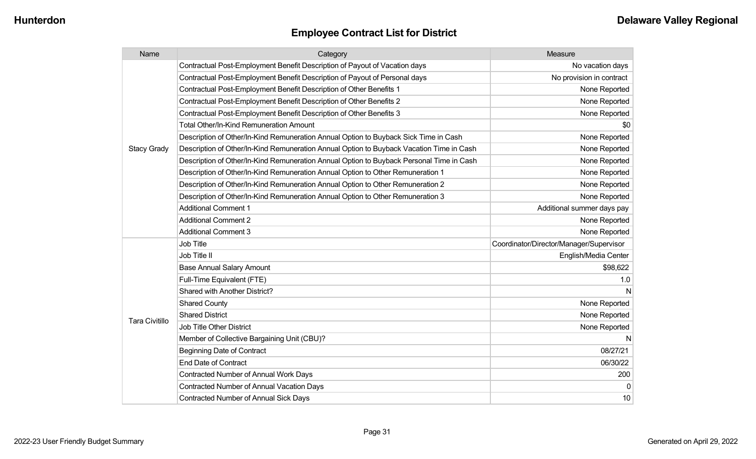## Employee Contract List for District

| Name | Category | Measure |
|---|---|---|
| Stacy Grady | Contractual Post-Employment Benefit Description of Payout of Vacation days | No vacation days |
| | Contractual Post-Employment Benefit Description of Payout of Personal days | No provision in contract |
| | Contractual Post-Employment Benefit Description of Other Benefits 1 | None Reported |
| | Contractual Post-Employment Benefit Description of Other Benefits 2 | None Reported |
| | Contractual Post-Employment Benefit Description of Other Benefits 3 | None Reported |
| | Total Other/In-Kind Remuneration Amount | $0 |
| | Description of Other/In-Kind Remuneration Annual Option to Buyback Sick Time in Cash | None Reported |
| | Description of Other/In-Kind Remuneration Annual Option to Buyback Vacation Time in Cash | None Reported |
| | Description of Other/In-Kind Remuneration Annual Option to Buyback Personal Time in Cash | None Reported |
| | Description of Other/In-Kind Remuneration Annual Option to Other Remuneration 1 | None Reported |
| | Description of Other/In-Kind Remuneration Annual Option to Other Remuneration 2 | None Reported |
| | Description of Other/In-Kind Remuneration Annual Option to Other Remuneration 3 | None Reported |
| | Additional Comment 1 | Additional summer days pay |
| | Additional Comment 2 | None Reported |
| | Additional Comment 3 | None Reported |
| Tara Civitillo | Job Title | Coordinator/Director/Manager/Supervisor |
| | Job Title II | English/Media Center |
| | Base Annual Salary Amount | $98,622 |
| | Full-Time Equivalent (FTE) | 1.0 |
| | Shared with Another District? | N |
| | Shared County | None Reported |
| | Shared District | None Reported |
| | Job Title Other District | None Reported |
| | Member of Collective Bargaining Unit (CBU)? | N |
| | Beginning Date of Contract | 08/27/21 |
| | End Date of Contract | 06/30/22 |
| | Contracted Number of Annual Work Days | 200 |
| | Contracted Number of Annual Vacation Days | 0 |
| | Contracted Number of Annual Sick Days | 10 |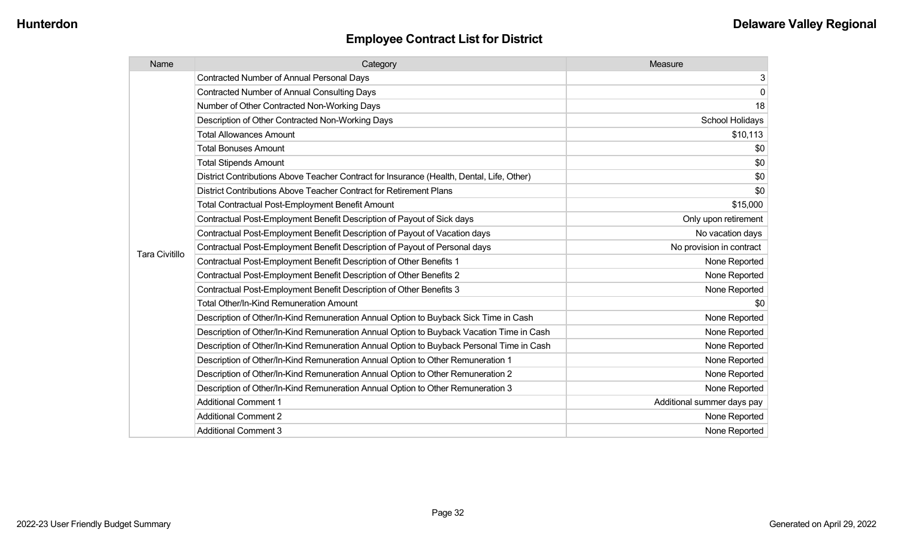## Employee Contract List for District

| Name | Category | Measure |
|---|---|---|
| Tara Civitillo | Contracted Number of Annual Personal Days | 3 |
| | Contracted Number of Annual Consulting Days | 0 |
| | Number of Other Contracted Non-Working Days | 18 |
| | Description of Other Contracted Non-Working Days | School Holidays |
| | Total Allowances Amount | $10,113 |
| | Total Bonuses Amount | $0 |
| | Total Stipends Amount | $0 |
| | District Contributions Above Teacher Contract for Insurance (Health, Dental, Life, Other) | $0 |
| | District Contributions Above Teacher Contract for Retirement Plans | $0 |
| | Total Contractual Post-Employment Benefit Amount | $15,000 |
| | Contractual Post-Employment Benefit Description of Payout of Sick days | Only upon retirement |
| | Contractual Post-Employment Benefit Description of Payout of Vacation days | No vacation days |
| | Contractual Post-Employment Benefit Description of Payout of Personal days | No provision in contract |
| | Contractual Post-Employment Benefit Description of Other Benefits 1 | None Reported |
| | Contractual Post-Employment Benefit Description of Other Benefits 2 | None Reported |
| | Contractual Post-Employment Benefit Description of Other Benefits 3 | None Reported |
| | Total Other/In-Kind Remuneration Amount | $0 |
| | Description of Other/In-Kind Remuneration Annual Option to Buyback Sick Time in Cash | None Reported |
| | Description of Other/In-Kind Remuneration Annual Option to Buyback Vacation Time in Cash | None Reported |
| | Description of Other/In-Kind Remuneration Annual Option to Buyback Personal Time in Cash | None Reported |
| | Description of Other/In-Kind Remuneration Annual Option to Other Remuneration 1 | None Reported |
| | Description of Other/In-Kind Remuneration Annual Option to Other Remuneration 2 | None Reported |
| | Description of Other/In-Kind Remuneration Annual Option to Other Remuneration 3 | None Reported |
| | Additional Comment 1 | Additional summer days pay |
| | Additional Comment 2 | None Reported |
| | Additional Comment 3 | None Reported |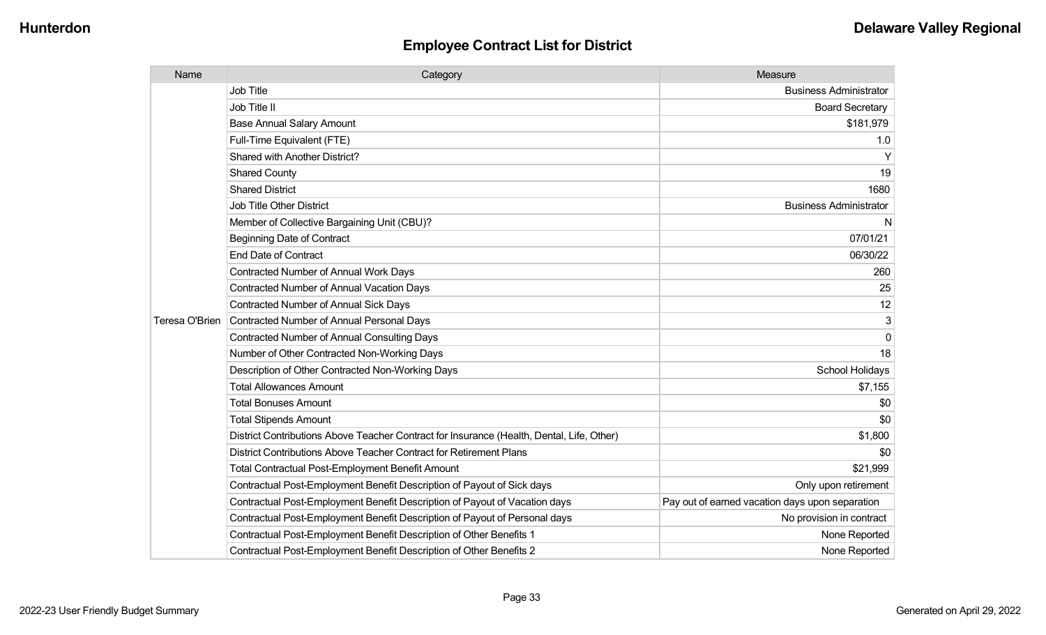## Employee Contract List for District

| Name | Category | Measure |
| --- | --- | --- |
| Teresa O'Brien | Job Title | Business Administrator |
| | Job Title II | Board Secretary |
| | Base Annual Salary Amount | $181,979 |
| | Full-Time Equivalent (FTE) | 1.0 |
| | Shared with Another District? | Y |
| | Shared County | 19 |
| | Shared District | 1680 |
| | Job Title Other District | Business Administrator |
| | Member of Collective Bargaining Unit (CBU)? | N |
| | Beginning Date of Contract | 07/01/21 |
| | End Date of Contract | 06/30/22 |
| | Contracted Number of Annual Work Days | 260 |
| | Contracted Number of Annual Vacation Days | 25 |
| | Contracted Number of Annual Sick Days | 12 |
| | Contracted Number of Annual Personal Days | 3 |
| | Contracted Number of Annual Consulting Days | 0 |
| | Number of Other Contracted Non-Working Days | 18 |
| | Description of Other Contracted Non-Working Days | School Holidays |
| | Total Allowances Amount | $7,155 |
| | Total Bonuses Amount | $0 |
| | Total Stipends Amount | $0 |
| | District Contributions Above Teacher Contract for Insurance (Health, Dental, Life, Other) | $1,800 |
| | District Contributions Above Teacher Contract for Retirement Plans | $0 |
| | Total Contractual Post-Employment Benefit Amount | $21,999 |
| | Contractual Post-Employment Benefit Description of Payout of Sick days | Only upon retirement |
| | Contractual Post-Employment Benefit Description of Payout of Vacation days | Pay out of earned vacation days upon separation |
| | Contractual Post-Employment Benefit Description of Payout of Personal days | No provision in contract |
| | Contractual Post-Employment Benefit Description of Other Benefits 1 | None Reported |
| | Contractual Post-Employment Benefit Description of Other Benefits 2 | None Reported |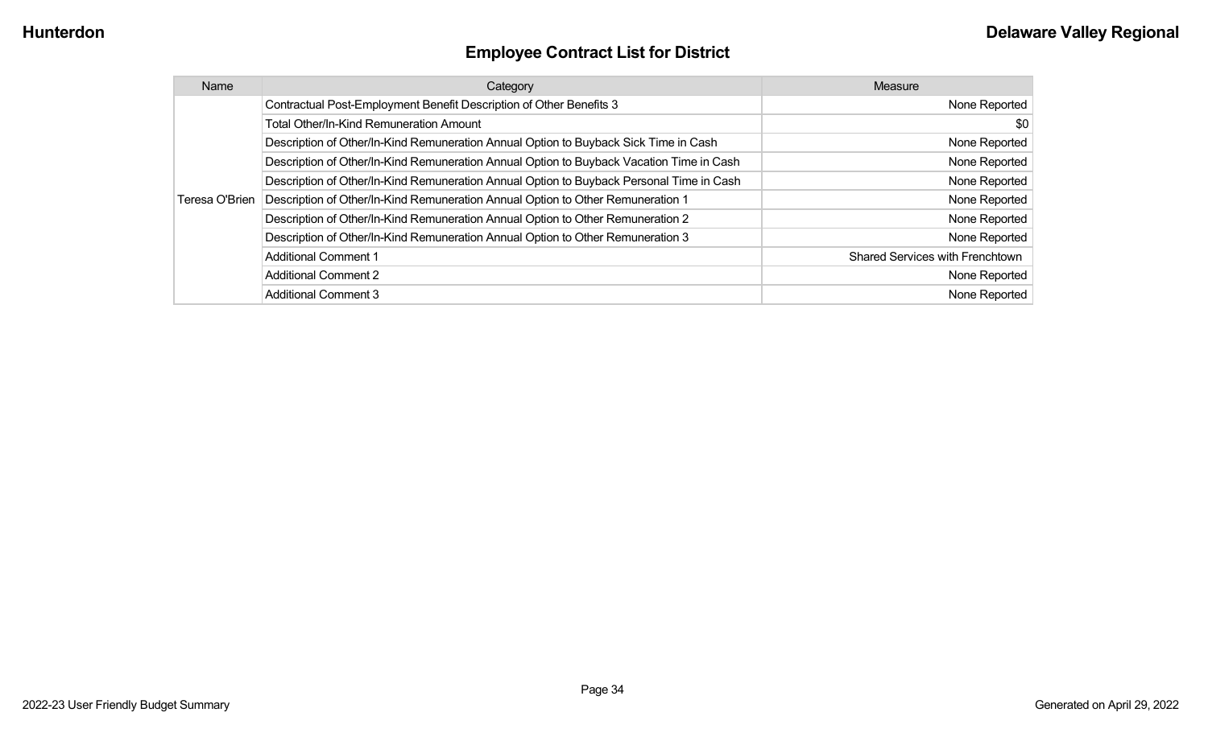## Employee Contract List for District

| Name | Category | Measure |
|---|---|---|
| Teresa O'Brien | Contractual Post-Employment Benefit Description of Other Benefits 3 | None Reported |
| | Total Other/In-Kind Remuneration Amount | $0 |
| | Description of Other/In-Kind Remuneration Annual Option to Buyback Sick Time in Cash | None Reported |
| | Description of Other/In-Kind Remuneration Annual Option to Buyback Vacation Time in Cash | None Reported |
| | Description of Other/In-Kind Remuneration Annual Option to Buyback Personal Time in Cash | None Reported |
| | Description of Other/In-Kind Remuneration Annual Option to Other Remuneration 1 | None Reported |
| | Description of Other/In-Kind Remuneration Annual Option to Other Remuneration 2 | None Reported |
| | Description of Other/In-Kind Remuneration Annual Option to Other Remuneration 3 | None Reported |
| | Additional Comment 1 | Shared Services with Frenchtown |
| | Additional Comment 2 | None Reported |
| | Additional Comment 3 | None Reported |